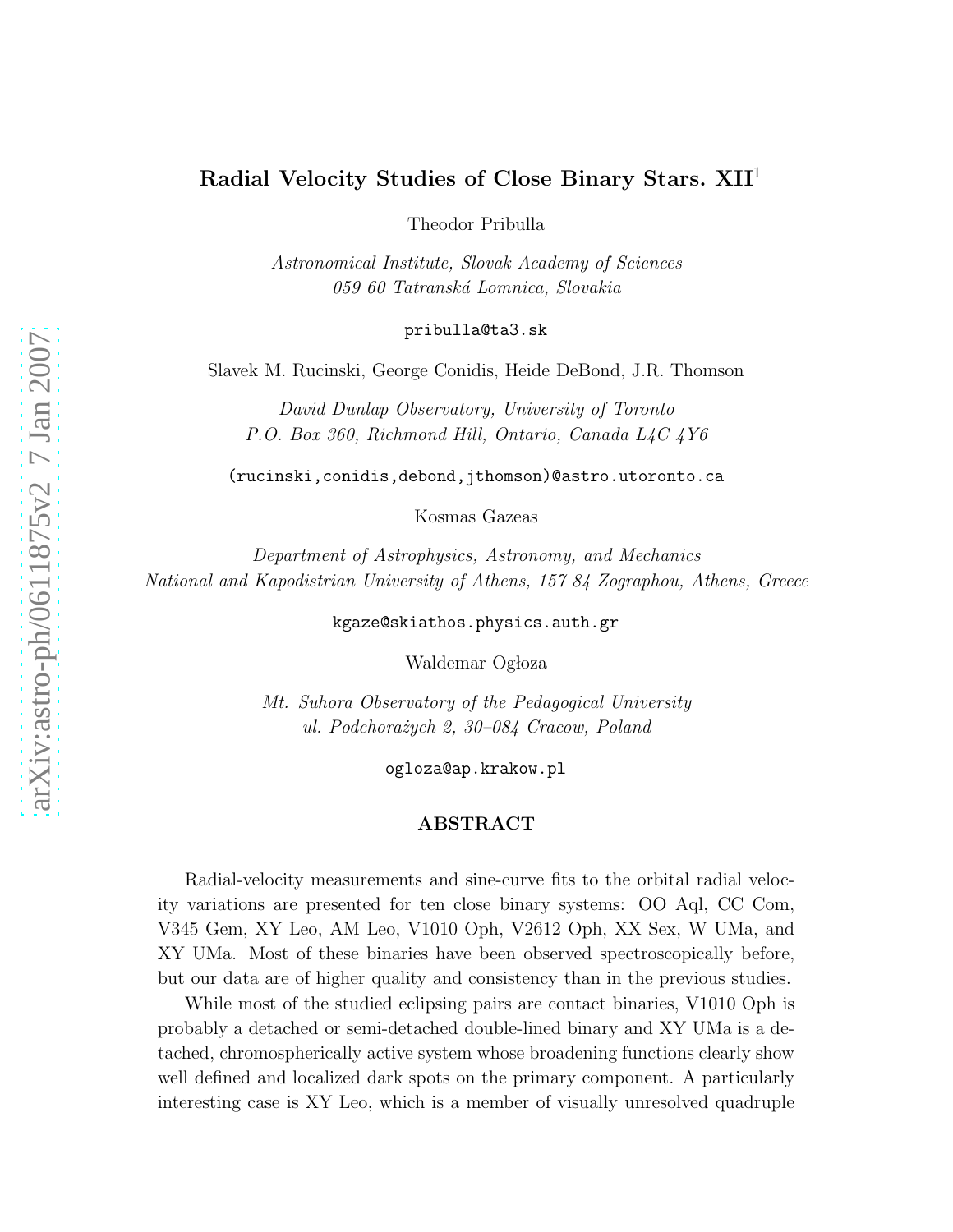# Radial Velocity Studies of Close Binary Stars. XII[1]

Theodor Pribulla

*Astronomical Institute, Slovak Academy of Sciences*
*059 60 Tatranská Lomnica, Slovakia*

`pribulla@ta3.sk`

Slavek M. Rucinski, George Conidis, Heide DeBond, J.R. Thomson

*David Dunlap Observatory, University of Toronto*
*P.O. Box 360, Richmond Hill, Ontario, Canada L4C 4Y6*

`(rucinski,conidis,debond,jthomson)@astro.utoronto.ca`

Kosmas Gazeas

*Department of Astrophysics, Astronomy, and Mechanics*
*National and Kapodistrian University of Athens, 157 84 Zographou, Athens, Greece*

`kgaze@skiathos.physics.auth.gr`

Waldemar Ogłoza

*Mt. Suhora Observatory of the Pedagogical University*
*ul. Podchorażych 2, 30–084 Cracow, Poland*

`ogloza@ap.krakow.pl`

## ABSTRACT

Radial-velocity measurements and sine-curve fits to the orbital radial velocity variations are presented for ten close binary systems: OO Aql, CC Com, V345 Gem, XY Leo, AM Leo, V1010 Oph, V2612 Oph, XX Sex, W UMa, and XY UMa. Most of these binaries have been observed spectroscopically before, but our data are of higher quality and consistency than in the previous studies.

While most of the studied eclipsing pairs are contact binaries, V1010 Oph is probably a detached or semi-detached double-lined binary and XY UMa is a detached, chromospherically active system whose broadening functions clearly show well defined and localized dark spots on the primary component. A particularly interesting case is XY Leo, which is a member of visually unresolved quadruple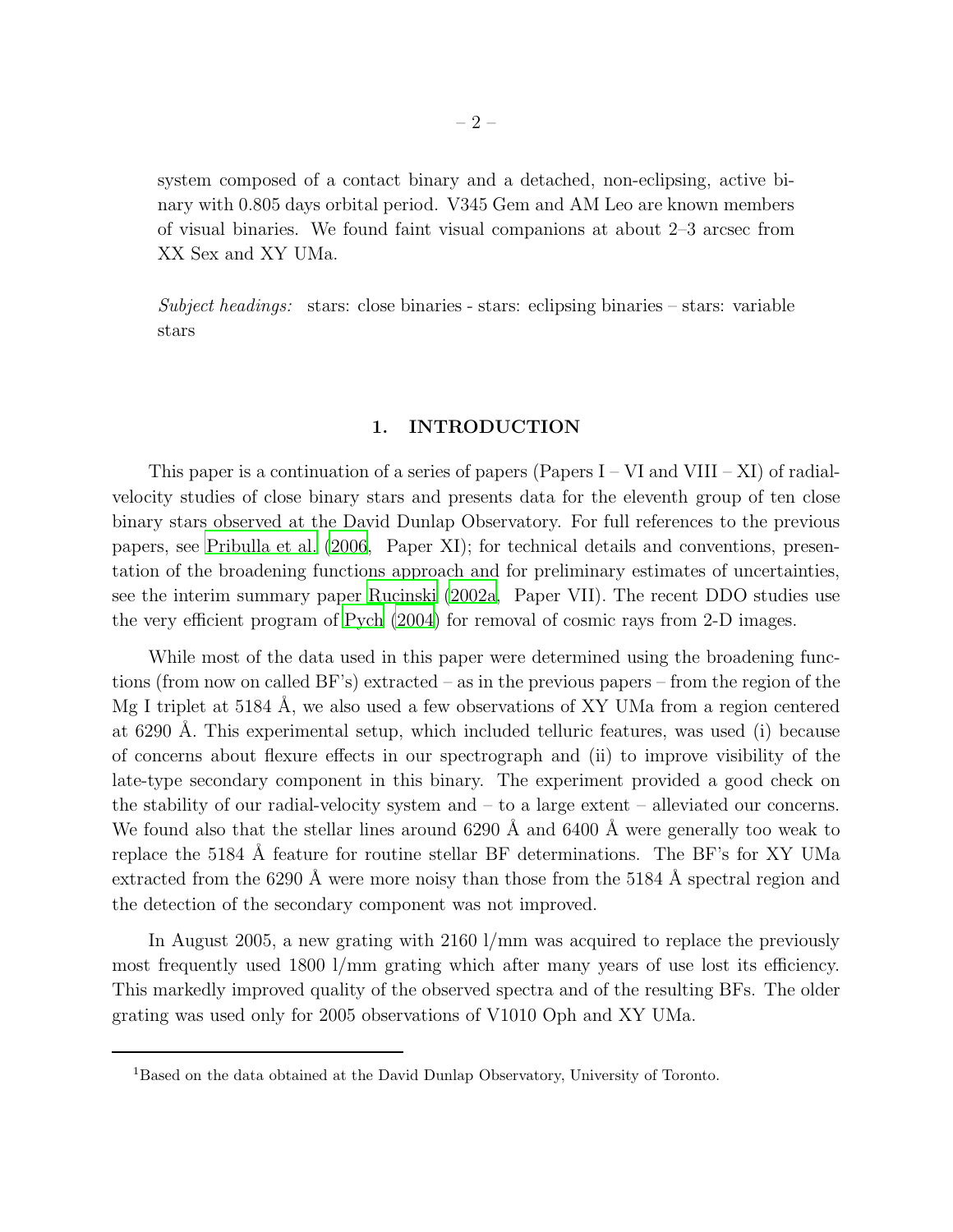system composed of a contact binary and a detached, non-eclipsing, active binary with 0.805 days orbital period. V345 Gem and AM Leo are known members of visual binaries. We found faint visual companions at about 2–3 arcsec from XX Sex and XY UMa.

*Subject headings:* stars: close binaries - stars: eclipsing binaries – stars: variable stars

## 1. INTRODUCTION

This paper is a continuation of a series of papers (Papers I – VI and VIII – XI) of radial-velocity studies of close binary stars and presents data for the eleventh group of ten close binary stars observed at the David Dunlap Observatory. For full references to the previous papers, see Pribulla et al. (2006, Paper XI); for technical details and conventions, presentation of the broadening functions approach and for preliminary estimates of uncertainties, see the interim summary paper Rucinski (2002a, Paper VII). The recent DDO studies use the very efficient program of Pych (2004) for removal of cosmic rays from 2-D images.

While most of the data used in this paper were determined using the broadening functions (from now on called BF's) extracted – as in the previous papers – from the region of the Mg I triplet at 5184 Å, we also used a few observations of XY UMa from a region centered at 6290 Å. This experimental setup, which included telluric features, was used (i) because of concerns about flexure effects in our spectrograph and (ii) to improve visibility of the late-type secondary component in this binary. The experiment provided a good check on the stability of our radial-velocity system and – to a large extent – alleviated our concerns. We found also that the stellar lines around 6290 Å and 6400 Å were generally too weak to replace the 5184 Å feature for routine stellar BF determinations. The BF's for XY UMa extracted from the 6290 Å were more noisy than those from the 5184 Å spectral region and the detection of the secondary component was not improved.

In August 2005, a new grating with 2160 l/mm was acquired to replace the previously most frequently used 1800 l/mm grating which after many years of use lost its efficiency. This markedly improved quality of the observed spectra and of the resulting BFs. The older grating was used only for 2005 observations of V1010 Oph and XY UMa.

---

[1] Based on the data obtained at the David Dunlap Observatory, University of Toronto.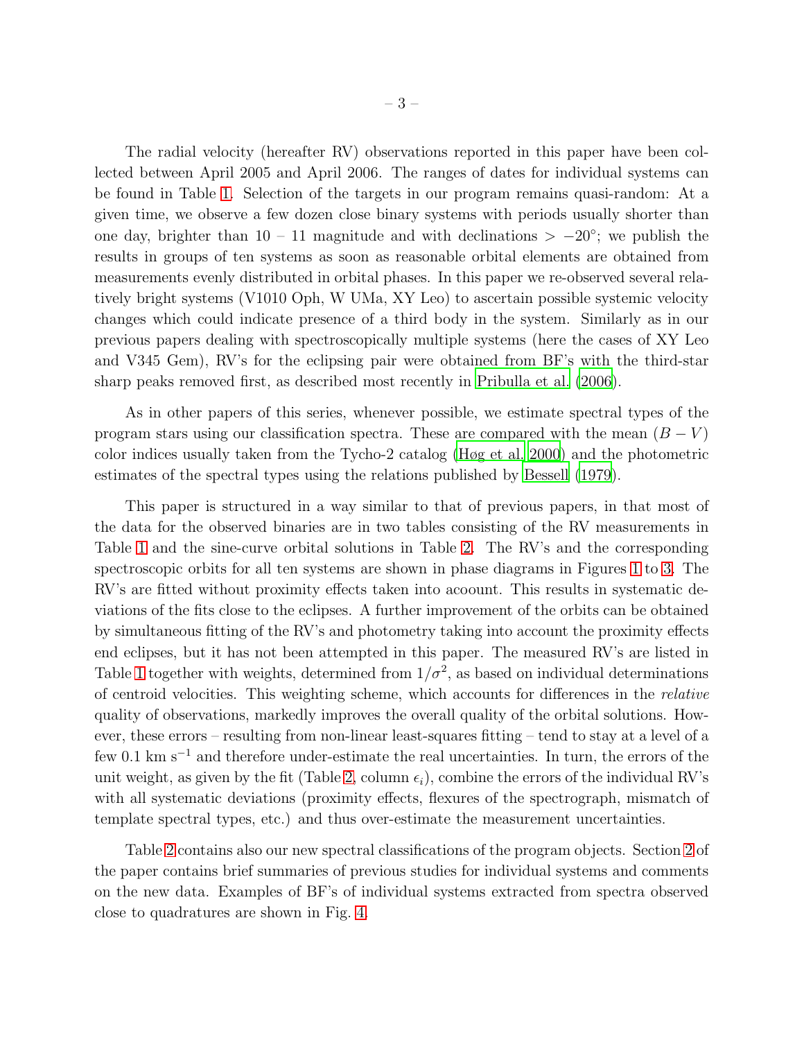The radial velocity (hereafter RV) observations reported in this paper have been collected between April 2005 and April 2006. The ranges of dates for individual systems can be found in Table 1. Selection of the targets in our program remains quasi-random: At a given time, we observe a few dozen close binary systems with periods usually shorter than one day, brighter than 10 – 11 magnitude and with declinations $> -20^{\circ}$; we publish the results in groups of ten systems as soon as reasonable orbital elements are obtained from measurements evenly distributed in orbital phases. In this paper we re-observed several relatively bright systems (V1010 Oph, W UMa, XY Leo) to ascertain possible systemic velocity changes which could indicate presence of a third body in the system. Similarly as in our previous papers dealing with spectroscopically multiple systems (here the cases of XY Leo and V345 Gem), RV's for the eclipsing pair were obtained from BF's with the third-star sharp peaks removed first, as described most recently in Pribulla et al. (2006).

As in other papers of this series, whenever possible, we estimate spectral types of the program stars using our classification spectra. These are compared with the mean $(B-V)$ color indices usually taken from the Tycho-2 catalog (Høg et al. 2000) and the photometric estimates of the spectral types using the relations published by Bessell (1979).

This paper is structured in a way similar to that of previous papers, in that most of the data for the observed binaries are in two tables consisting of the RV measurements in Table 1 and the sine-curve orbital solutions in Table 2. The RV's and the corresponding spectroscopic orbits for all ten systems are shown in phase diagrams in Figures 1 to 3. The RV's are fitted without proximity effects taken into acoount. This results in systematic deviations of the fits close to the eclipses. A further improvement of the orbits can be obtained by simultaneous fitting of the RV's and photometry taking into account the proximity effects end eclipses, but it has not been attempted in this paper. The measured RV's are listed in Table 1 together with weights, determined from $1/\sigma^2$, as based on individual determinations of centroid velocities. This weighting scheme, which accounts for differences in the *relative* quality of observations, markedly improves the overall quality of the orbital solutions. However, these errors – resulting from non-linear least-squares fitting – tend to stay at a level of a few 0.1 km s$^{-1}$ and therefore under-estimate the real uncertainties. In turn, the errors of the unit weight, as given by the fit (Table 2, column $\epsilon_i$), combine the errors of the individual RV's with all systematic deviations (proximity effects, flexures of the spectrograph, mismatch of template spectral types, etc.) and thus over-estimate the measurement uncertainties.

Table 2 contains also our new spectral classifications of the program objects. Section 2 of the paper contains brief summaries of previous studies for individual systems and comments on the new data. Examples of BF's of individual systems extracted from spectra observed close to quadratures are shown in Fig. 4.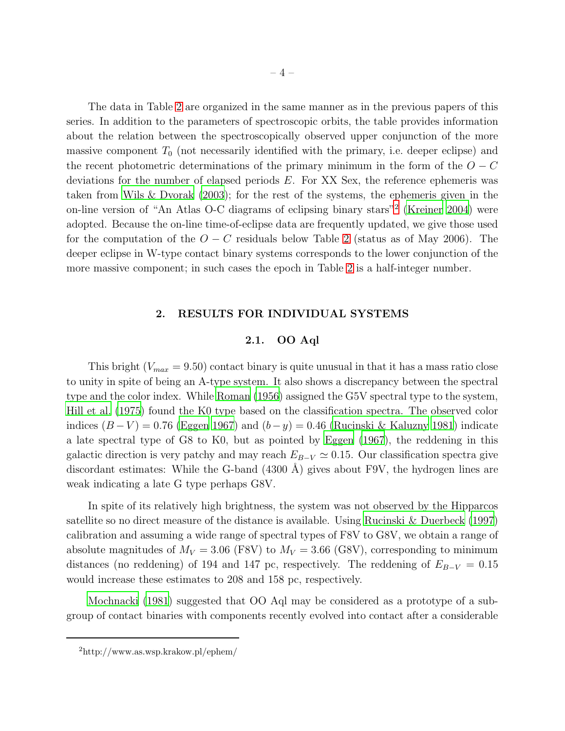The data in Table 2 are organized in the same manner as in the previous papers of this series. In addition to the parameters of spectroscopic orbits, the table provides information about the relation between the spectroscopically observed upper conjunction of the more massive component $T_0$ (not necessarily identified with the primary, i.e. deeper eclipse) and the recent photometric determinations of the primary minimum in the form of the $O-C$ deviations for the number of elapsed periods $E$. For XX Sex, the reference ephemeris was taken from Wils & Dvorak (2003); for the rest of the systems, the ephemeris given in the on-line version of "An Atlas O-C diagrams of eclipsing binary stars"[2] (Kreiner 2004) were adopted. Because the on-line time-of-eclipse data are frequently updated, we give those used for the computation of the $O-C$ residuals below Table 2 (status as of May 2006). The deeper eclipse in W-type contact binary systems corresponds to the lower conjunction of the more massive component; in such cases the epoch in Table 2 is a half-integer number.

## 2. RESULTS FOR INDIVIDUAL SYSTEMS

### 2.1. OO Aql

This bright ($V_{max} = 9.50$) contact binary is quite unusual in that it has a mass ratio close to unity in spite of being an A-type system. It also shows a discrepancy between the spectral type and the color index. While Roman (1956) assigned the G5V spectral type to the system, Hill et al. (1975) found the K0 type based on the classification spectra. The observed color indices $(B-V) = 0.76$ (Eggen 1967) and $(b-y) = 0.46$ (Rucinski & Kaluzny 1981) indicate a late spectral type of G8 to K0, but as pointed by Eggen (1967), the reddening in this galactic direction is very patchy and may reach $E_{B-V} \simeq 0.15$. Our classification spectra give discordant estimates: While the G-band (4300 Å) gives about F9V, the hydrogen lines are weak indicating a late G type perhaps G8V.

In spite of its relatively high brightness, the system was not observed by the Hipparcos satellite so no direct measure of the distance is available. Using Rucinski & Duerbeck (1997) calibration and assuming a wide range of spectral types of F8V to G8V, we obtain a range of absolute magnitudes of $M_V = 3.06$ (F8V) to $M_V = 3.66$ (G8V), corresponding to minimum distances (no reddening) of 194 and 147 pc, respectively. The reddening of $E_{B-V} = 0.15$ would increase these estimates to 208 and 158 pc, respectively.

Mochnacki (1981) suggested that OO Aql may be considered as a prototype of a sub-group of contact binaries with components recently evolved into contact after a considerable

---

[2] http://www.as.wsp.krakow.pl/ephem/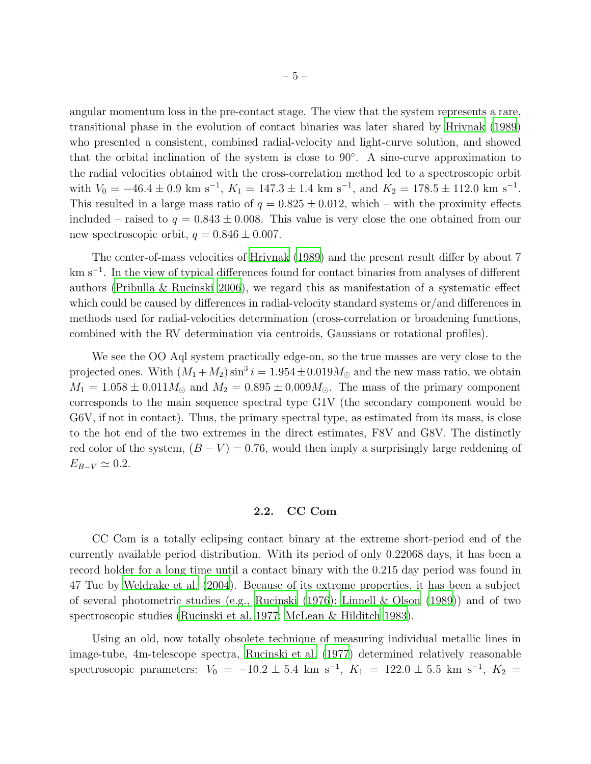angular momentum loss in the pre-contact stage. The view that the system represents a rare, transitional phase in the evolution of contact binaries was later shared by Hrivnak (1989) who presented a consistent, combined radial-velocity and light-curve solution, and showed that the orbital inclination of the system is close to 90°. A sine-curve approximation to the radial velocities obtained with the cross-correlation method led to a spectroscopic orbit with $V_0 = -46.4 \pm 0.9$ km s$^{-1}$, $K_1 = 147.3 \pm 1.4$ km s$^{-1}$, and $K_2 = 178.5 \pm 112.0$ km s$^{-1}$. This resulted in a large mass ratio of $q = 0.825 \pm 0.012$, which – with the proximity effects included – raised to $q = 0.843 \pm 0.008$. This value is very close the one obtained from our new spectroscopic orbit, $q = 0.846 \pm 0.007$.

The center-of-mass velocities of Hrivnak (1989) and the present result differ by about 7 km s$^{-1}$. In the view of typical differences found for contact binaries from analyses of different authors (Pribulla & Rucinski 2006), we regard this as manifestation of a systematic effect which could be caused by differences in radial-velocity standard systems or/and differences in methods used for radial-velocities determination (cross-correlation or broadening functions, combined with the RV determination via centroids, Gaussians or rotational profiles).

We see the OO Aql system practically edge-on, so the true masses are very close to the projected ones. With $(M_1 + M_2)\sin^3 i = 1.954 \pm 0.019 M_\odot$ and the new mass ratio, we obtain $M_1 = 1.058 \pm 0.011 M_\odot$ and $M_2 = 0.895 \pm 0.009 M_\odot$. The mass of the primary component corresponds to the main sequence spectral type G1V (the secondary component would be G6V, if not in contact). Thus, the primary spectral type, as estimated from its mass, is close to the hot end of the two extremes in the direct estimates, F8V and G8V. The distinctly red color of the system, $(B - V) = 0.76$, would then imply a surprisingly large reddening of $E_{B-V} \simeq 0.2$.

### 2.2. CC Com

CC Com is a totally eclipsing contact binary at the extreme short-period end of the currently available period distribution. With its period of only 0.22068 days, it has been a record holder for a long time until a contact binary with the 0.215 day period was found in 47 Tuc by Weldrake et al. (2004). Because of its extreme properties, it has been a subject of several photometric studies (e.g., Rucinski (1976); Linnell & Olson (1989)) and of two spectroscopic studies (Rucinski et al. 1977; McLean & Hilditch 1983).

Using an old, now totally obsolete technique of measuring individual metallic lines in image-tube, 4m-telescope spectra, Rucinski et al. (1977) determined relatively reasonable spectroscopic parameters: $V_0 = -10.2 \pm 5.4$ km s$^{-1}$, $K_1 = 122.0 \pm 5.5$ km s$^{-1}$, $K_2 =$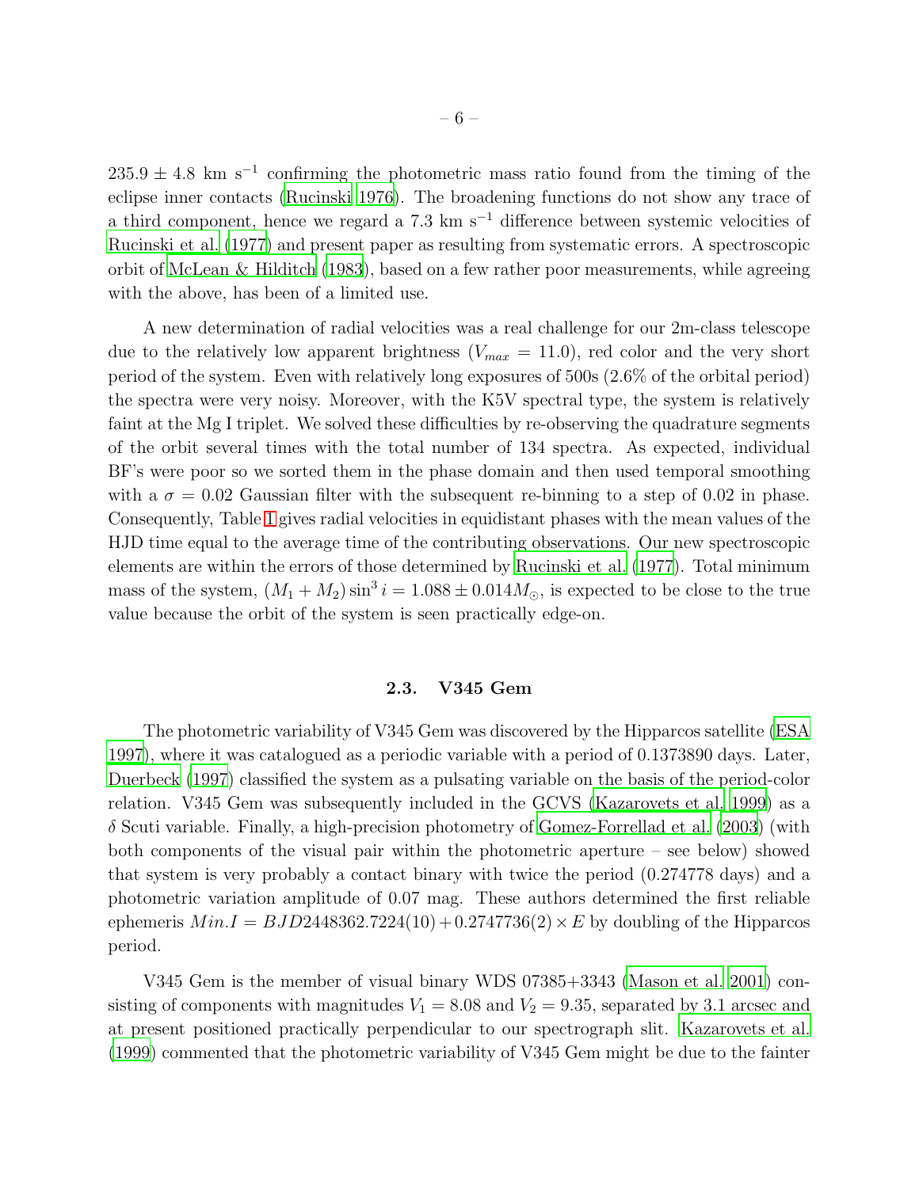$235.9 \pm 4.8$ km s$^{-1}$ confirming the photometric mass ratio found from the timing of the eclipse inner contacts (Rucinski 1976). The broadening functions do not show any trace of a third component, hence we regard a 7.3 km s$^{-1}$ difference between systemic velocities of Rucinski et al. (1977) and present paper as resulting from systematic errors. A spectroscopic orbit of McLean & Hilditch (1983), based on a few rather poor measurements, while agreeing with the above, has been of a limited use.

A new determination of radial velocities was a real challenge for our 2m-class telescope due to the relatively low apparent brightness ($V_{max} = 11.0$), red color and the very short period of the system. Even with relatively long exposures of 500s (2.6% of the orbital period) the spectra were very noisy. Moreover, with the K5V spectral type, the system is relatively faint at the Mg I triplet. We solved these difficulties by re-observing the quadrature segments of the orbit several times with the total number of 134 spectra. As expected, individual BF's were poor so we sorted them in the phase domain and then used temporal smoothing with a $\sigma = 0.02$ Gaussian filter with the subsequent re-binning to a step of 0.02 in phase. Consequently, Table 1 gives radial velocities in equidistant phases with the mean values of the HJD time equal to the average time of the contributing observations. Our new spectroscopic elements are within the errors of those determined by Rucinski et al. (1977). Total minimum mass of the system, $(M_1 + M_2)\sin^3 i = 1.088 \pm 0.014 M_{\odot}$, is expected to be close to the true value because the orbit of the system is seen practically edge-on.

### 2.3. V345 Gem

The photometric variability of V345 Gem was discovered by the Hipparcos satellite (ESA 1997), where it was catalogued as a periodic variable with a period of 0.1373890 days. Later, Duerbeck (1997) classified the system as a pulsating variable on the basis of the period-color relation. V345 Gem was subsequently included in the GCVS (Kazarovets et al. 1999) as a $\delta$ Scuti variable. Finally, a high-precision photometry of Gomez-Forrellad et al. (2003) (with both components of the visual pair within the photometric aperture – see below) showed that system is very probably a contact binary with twice the period (0.274778 days) and a photometric variation amplitude of 0.07 mag. These authors determined the first reliable ephemeris $Min.I = BJD2448362.7224(10) + 0.2747736(2) \times E$ by doubling of the Hipparcos period.

V345 Gem is the member of visual binary WDS 07385+3343 (Mason et al. 2001) consisting of components with magnitudes $V_1 = 8.08$ and $V_2 = 9.35$, separated by 3.1 arcsec and at present positioned practically perpendicular to our spectrograph slit. Kazarovets et al. (1999) commented that the photometric variability of V345 Gem might be due to the fainter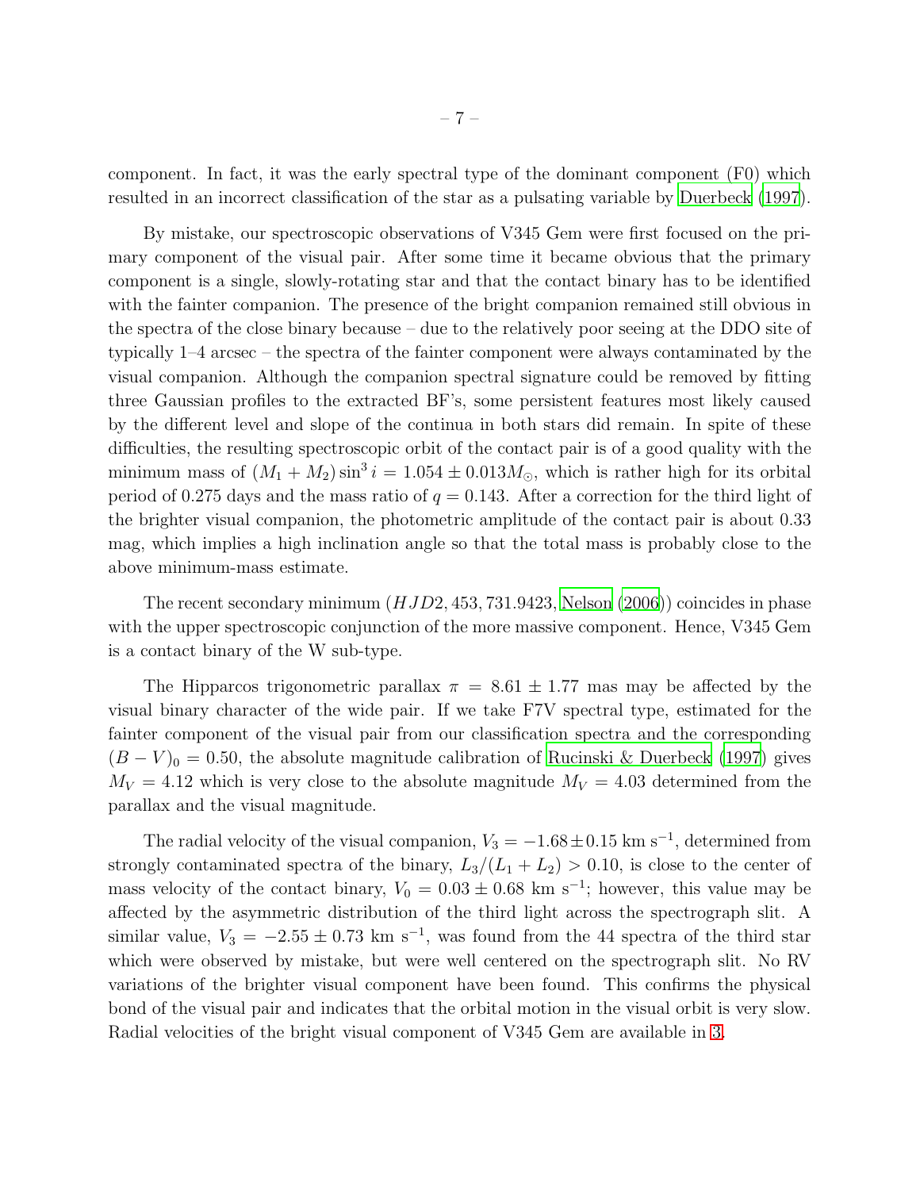component. In fact, it was the early spectral type of the dominant component (F0) which resulted in an incorrect classification of the star as a pulsating variable by Duerbeck (1997).

By mistake, our spectroscopic observations of V345 Gem were first focused on the primary component of the visual pair. After some time it became obvious that the primary component is a single, slowly-rotating star and that the contact binary has to be identified with the fainter companion. The presence of the bright companion remained still obvious in the spectra of the close binary because – due to the relatively poor seeing at the DDO site of typically 1–4 arcsec – the spectra of the fainter component were always contaminated by the visual companion. Although the companion spectral signature could be removed by fitting three Gaussian profiles to the extracted BF's, some persistent features most likely caused by the different level and slope of the continua in both stars did remain. In spite of these difficulties, the resulting spectroscopic orbit of the contact pair is of a good quality with the minimum mass of $(M_1 + M_2) \sin^3 i = 1.054 \pm 0.013 M_\odot$, which is rather high for its orbital period of 0.275 days and the mass ratio of $q = 0.143$. After a correction for the third light of the brighter visual companion, the photometric amplitude of the contact pair is about 0.33 mag, which implies a high inclination angle so that the total mass is probably close to the above minimum-mass estimate.

The recent secondary minimum ($HJD2,453,731.9423$, Nelson (2006)) coincides in phase with the upper spectroscopic conjunction of the more massive component. Hence, V345 Gem is a contact binary of the W sub-type.

The Hipparcos trigonometric parallax $\pi = 8.61 \pm 1.77$ mas may be affected by the visual binary character of the wide pair. If we take F7V spectral type, estimated for the fainter component of the visual pair from our classification spectra and the corresponding $(B - V)_0 = 0.50$, the absolute magnitude calibration of Rucinski & Duerbeck (1997) gives $M_V = 4.12$ which is very close to the absolute magnitude $M_V = 4.03$ determined from the parallax and the visual magnitude.

The radial velocity of the visual companion, $V_3 = -1.68 \pm 0.15$ km s$^{-1}$, determined from strongly contaminated spectra of the binary, $L_3/(L_1 + L_2) > 0.10$, is close to the center of mass velocity of the contact binary, $V_0 = 0.03 \pm 0.68$ km s$^{-1}$; however, this value may be affected by the asymmetric distribution of the third light across the spectrograph slit. A similar value, $V_3 = -2.55 \pm 0.73$ km s$^{-1}$, was found from the 44 spectra of the third star which were observed by mistake, but were well centered on the spectrograph slit. No RV variations of the brighter visual component have been found. This confirms the physical bond of the visual pair and indicates that the orbital motion in the visual orbit is very slow. Radial velocities of the bright visual component of V345 Gem are available in 3.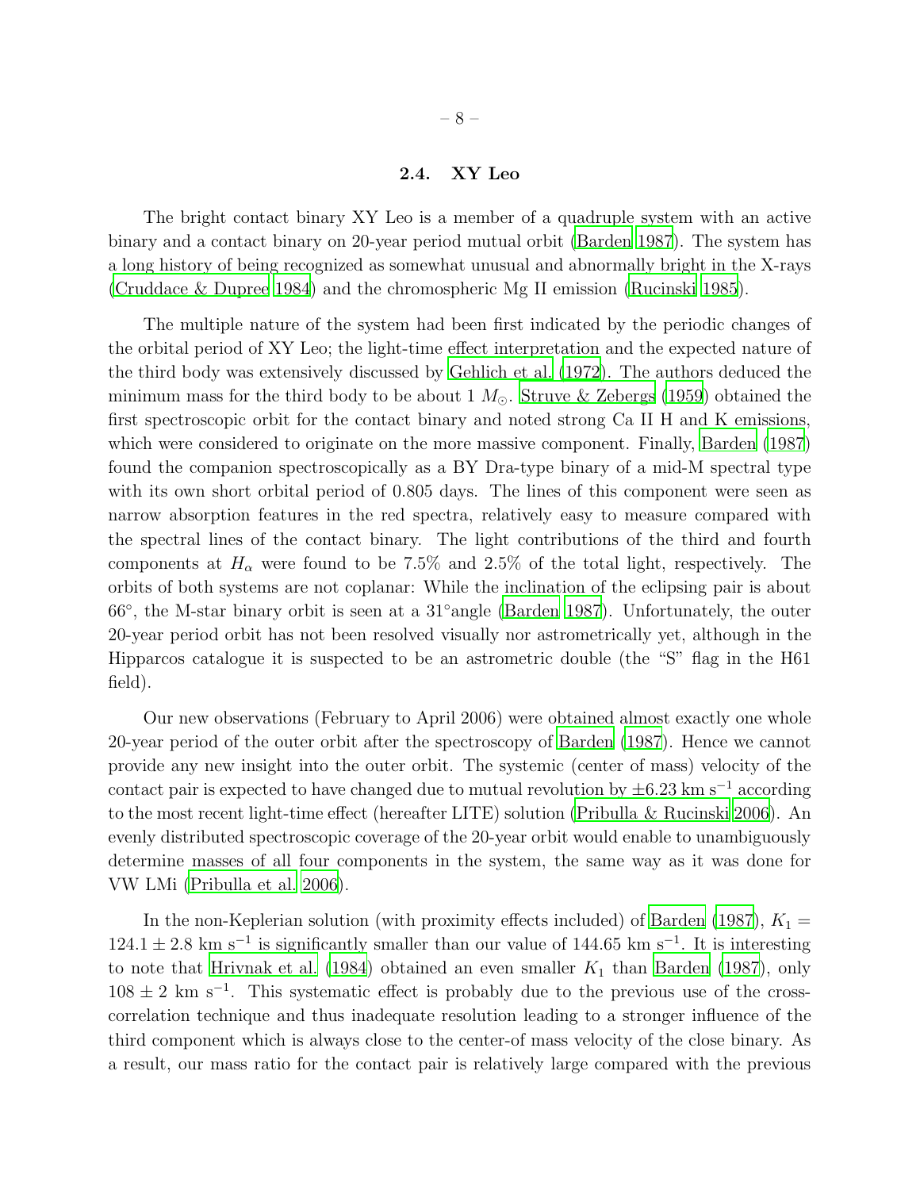### 2.4. XY Leo

The bright contact binary XY Leo is a member of a quadruple system with an active binary and a contact binary on 20-year period mutual orbit (Barden 1987). The system has a long history of being recognized as somewhat unusual and abnormally bright in the X-rays (Cruddace & Dupree 1984) and the chromospheric Mg II emission (Rucinski 1985).

The multiple nature of the system had been first indicated by the periodic changes of the orbital period of XY Leo; the light-time effect interpretation and the expected nature of the third body was extensively discussed by Gehlich et al. (1972). The authors deduced the minimum mass for the third body to be about 1 $M_{\odot}$. Struve & Zebergs (1959) obtained the first spectroscopic orbit for the contact binary and noted strong Ca II H and K emissions, which were considered to originate on the more massive component. Finally, Barden (1987) found the companion spectroscopically as a BY Dra-type binary of a mid-M spectral type with its own short orbital period of 0.805 days. The lines of this component were seen as narrow absorption features in the red spectra, relatively easy to measure compared with the spectral lines of the contact binary. The light contributions of the third and fourth components at $H_{\alpha}$ were found to be 7.5% and 2.5% of the total light, respectively. The orbits of both systems are not coplanar: While the inclination of the eclipsing pair is about 66°, the M-star binary orbit is seen at a 31°angle (Barden 1987). Unfortunately, the outer 20-year period orbit has not been resolved visually nor astrometrically yet, although in the Hipparcos catalogue it is suspected to be an astrometric double (the "S" flag in the H61 field).

Our new observations (February to April 2006) were obtained almost exactly one whole 20-year period of the outer orbit after the spectroscopy of Barden (1987). Hence we cannot provide any new insight into the outer orbit. The systemic (center of mass) velocity of the contact pair is expected to have changed due to mutual revolution by $\pm 6.23$ km s$^{-1}$ according to the most recent light-time effect (hereafter LITE) solution (Pribulla & Rucinski 2006). An evenly distributed spectroscopic coverage of the 20-year orbit would enable to unambiguously determine masses of all four components in the system, the same way as it was done for VW LMi (Pribulla et al. 2006).

In the non-Keplerian solution (with proximity effects included) of Barden (1987), $K_1 = 124.1 \pm 2.8$ km s$^{-1}$ is significantly smaller than our value of 144.65 km s$^{-1}$. It is interesting to note that Hrivnak et al. (1984) obtained an even smaller $K_1$ than Barden (1987), only $108 \pm 2$ km s$^{-1}$. This systematic effect is probably due to the previous use of the cross-correlation technique and thus inadequate resolution leading to a stronger influence of the third component which is always close to the center-of mass velocity of the close binary. As a result, our mass ratio for the contact pair is relatively large compared with the previous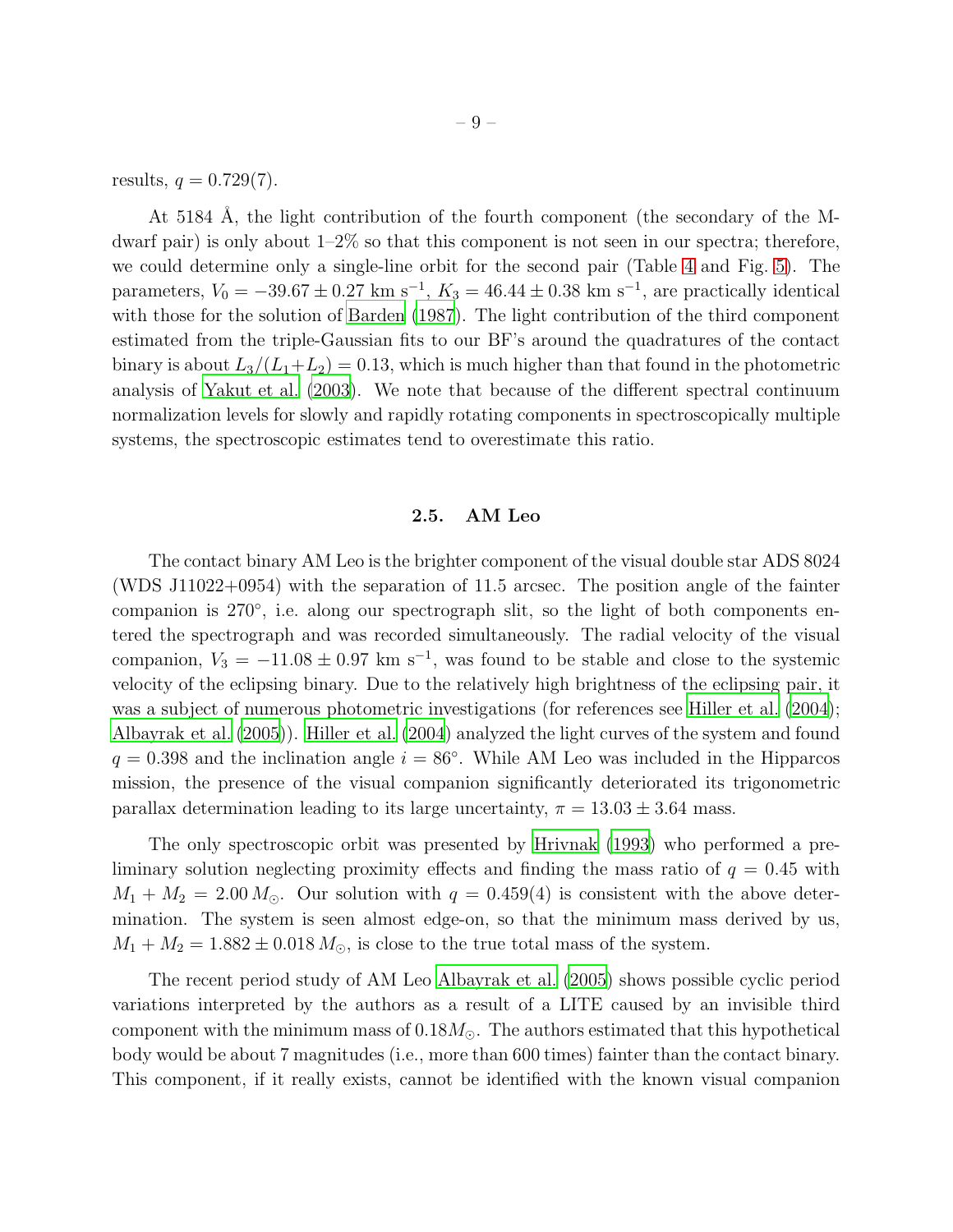results, $q = 0.729(7)$.

At 5184 Å, the light contribution of the fourth component (the secondary of the M-dwarf pair) is only about 1–2% so that this component is not seen in our spectra; therefore, we could determine only a single-line orbit for the second pair (Table 4 and Fig. 5). The parameters, $V_0 = -39.67 \pm 0.27$ km s$^{-1}$, $K_3 = 46.44 \pm 0.38$ km s$^{-1}$, are practically identical with those for the solution of Barden (1987). The light contribution of the third component estimated from the triple-Gaussian fits to our BF's around the quadratures of the contact binary is about $L_3/(L_1+L_2) = 0.13$, which is much higher than that found in the photometric analysis of Yakut et al. (2003). We note that because of the different spectral continuum normalization levels for slowly and rapidly rotating components in spectroscopically multiple systems, the spectroscopic estimates tend to overestimate this ratio.

### 2.5. AM Leo

The contact binary AM Leo is the brighter component of the visual double star ADS 8024 (WDS J11022+0954) with the separation of 11.5 arcsec. The position angle of the fainter companion is 270°, i.e. along our spectrograph slit, so the light of both components entered the spectrograph and was recorded simultaneously. The radial velocity of the visual companion, $V_3 = -11.08 \pm 0.97$ km s$^{-1}$, was found to be stable and close to the systemic velocity of the eclipsing binary. Due to the relatively high brightness of the eclipsing pair, it was a subject of numerous photometric investigations (for references see Hiller et al. (2004); Albayrak et al. (2005)). Hiller et al. (2004) analyzed the light curves of the system and found $q = 0.398$ and the inclination angle $i = 86°$. While AM Leo was included in the Hipparcos mission, the presence of the visual companion significantly deteriorated its trigonometric parallax determination leading to its large uncertainty, $\pi = 13.03 \pm 3.64$ mass.

The only spectroscopic orbit was presented by Hrivnak (1993) who performed a preliminary solution neglecting proximity effects and finding the mass ratio of $q = 0.45$ with $M_1 + M_2 = 2.00\,M_\odot$. Our solution with $q = 0.459(4)$ is consistent with the above determination. The system is seen almost edge-on, so that the minimum mass derived by us, $M_1 + M_2 = 1.882 \pm 0.018\,M_\odot$, is close to the true total mass of the system.

The recent period study of AM Leo Albayrak et al. (2005) shows possible cyclic period variations interpreted by the authors as a result of a LITE caused by an invisible third component with the minimum mass of $0.18 M_\odot$. The authors estimated that this hypothetical body would be about 7 magnitudes (i.e., more than 600 times) fainter than the contact binary. This component, if it really exists, cannot be identified with the known visual companion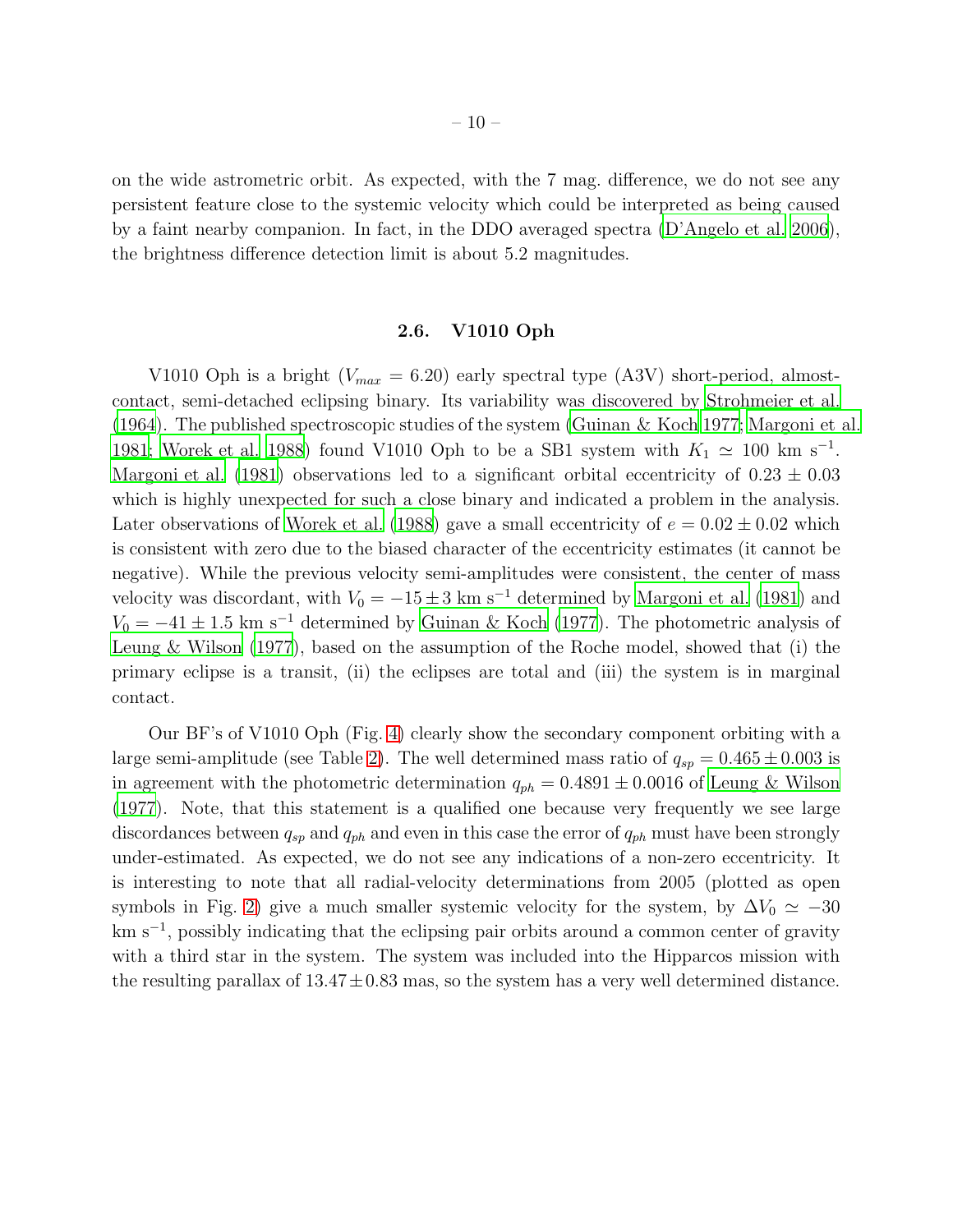on the wide astrometric orbit. As expected, with the 7 mag. difference, we do not see any persistent feature close to the systemic velocity which could be interpreted as being caused by a faint nearby companion. In fact, in the DDO averaged spectra (D'Angelo et al. 2006), the brightness difference detection limit is about 5.2 magnitudes.

### 2.6. V1010 Oph

V1010 Oph is a bright ($V_{max} = 6.20$) early spectral type (A3V) short-period, almost-contact, semi-detached eclipsing binary. Its variability was discovered by Strohmeier et al. (1964). The published spectroscopic studies of the system (Guinan & Koch 1977; Margoni et al. 1981; Worek et al. 1988) found V1010 Oph to be a SB1 system with $K_1 \simeq 100$ km s$^{-1}$. Margoni et al. (1981) observations led to a significant orbital eccentricity of $0.23 \pm 0.03$ which is highly unexpected for such a close binary and indicated a problem in the analysis. Later observations of Worek et al. (1988) gave a small eccentricity of $e = 0.02 \pm 0.02$ which is consistent with zero due to the biased character of the eccentricity estimates (it cannot be negative). While the previous velocity semi-amplitudes were consistent, the center of mass velocity was discordant, with $V_0 = -15 \pm 3$ km s$^{-1}$ determined by Margoni et al. (1981) and $V_0 = -41 \pm 1.5$ km s$^{-1}$ determined by Guinan & Koch (1977). The photometric analysis of Leung & Wilson (1977), based on the assumption of the Roche model, showed that (i) the primary eclipse is a transit, (ii) the eclipses are total and (iii) the system is in marginal contact.

Our BF's of V1010 Oph (Fig. 4) clearly show the secondary component orbiting with a large semi-amplitude (see Table 2). The well determined mass ratio of $q_{sp} = 0.465 \pm 0.003$ is in agreement with the photometric determination $q_{ph} = 0.4891 \pm 0.0016$ of Leung & Wilson (1977). Note, that this statement is a qualified one because very frequently we see large discordances between $q_{sp}$ and $q_{ph}$ and even in this case the error of $q_{ph}$ must have been strongly under-estimated. As expected, we do not see any indications of a non-zero eccentricity. It is interesting to note that all radial-velocity determinations from 2005 (plotted as open symbols in Fig. 2) give a much smaller systemic velocity for the system, by $\Delta V_0 \simeq -30$ km s$^{-1}$, possibly indicating that the eclipsing pair orbits around a common center of gravity with a third star in the system. The system was included into the Hipparcos mission with the resulting parallax of $13.47 \pm 0.83$ mas, so the system has a very well determined distance.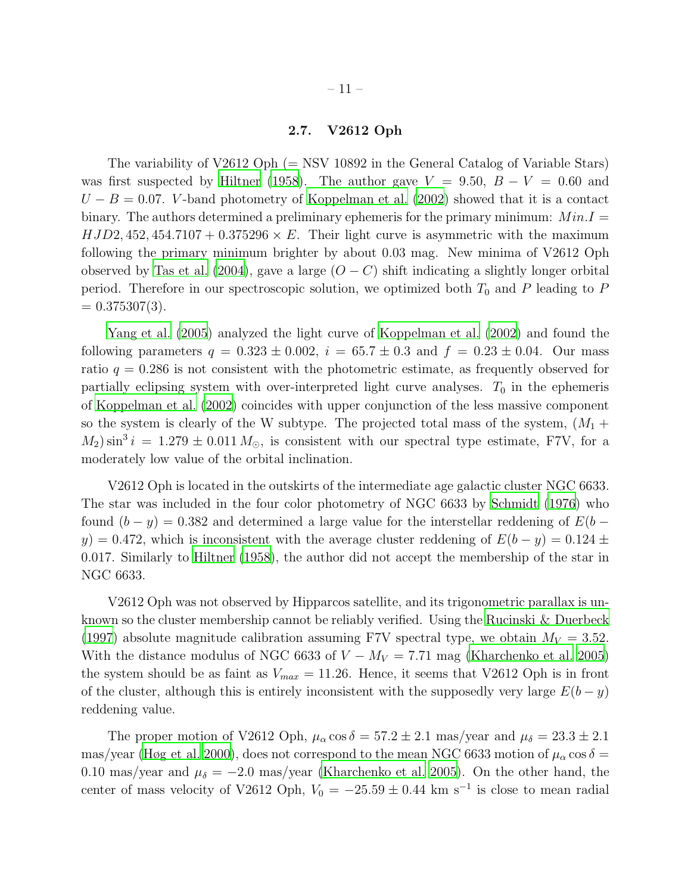### 2.7. V2612 Oph

The variability of V2612 Oph (= NSV 10892 in the General Catalog of Variable Stars) was first suspected by Hiltner (1958). The author gave $V = 9.50$, $B - V = 0.60$ and $U - B = 0.07$. $V$-band photometry of Koppelman et al. (2002) showed that it is a contact binary. The authors determined a preliminary ephemeris for the primary minimum: $Min.I = HJD2,452,454.7107 + 0.375296 \times E$. Their light curve is asymmetric with the maximum following the primary minimum brighter by about 0.03 mag. New minima of V2612 Oph observed by Tas et al. (2004), gave a large $(O - C)$ shift indicating a slightly longer orbital period. Therefore in our spectroscopic solution, we optimized both $T_0$ and $P$ leading to $P = 0.375307(3)$.

Yang et al. (2005) analyzed the light curve of Koppelman et al. (2002) and found the following parameters $q = 0.323 \pm 0.002$, $i = 65.7 \pm 0.3$ and $f = 0.23 \pm 0.04$. Our mass ratio $q = 0.286$ is not consistent with the photometric estimate, as frequently observed for partially eclipsing system with over-interpreted light curve analyses. $T_0$ in the ephemeris of Koppelman et al. (2002) coincides with upper conjunction of the less massive component so the system is clearly of the W subtype. The projected total mass of the system, $(M_1 + M_2)\sin^3 i = 1.279 \pm 0.011\,M_\odot$, is consistent with our spectral type estimate, F7V, for a moderately low value of the orbital inclination.

V2612 Oph is located in the outskirts of the intermediate age galactic cluster NGC 6633. The star was included in the four color photometry of NGC 6633 by Schmidt (1976) who found $(b - y) = 0.382$ and determined a large value for the interstellar reddening of $E(b - y) = 0.472$, which is inconsistent with the average cluster reddening of $E(b - y) = 0.124 \pm 0.017$. Similarly to Hiltner (1958), the author did not accept the membership of the star in NGC 6633.

V2612 Oph was not observed by Hipparcos satellite, and its trigonometric parallax is unknown so the cluster membership cannot be reliably verified. Using the Rucinski & Duerbeck (1997) absolute magnitude calibration assuming F7V spectral type, we obtain $M_V = 3.52$. With the distance modulus of NGC 6633 of $V - M_V = 7.71$ mag (Kharchenko et al. 2005) the system should be as faint as $V_{max} = 11.26$. Hence, it seems that V2612 Oph is in front of the cluster, although this is entirely inconsistent with the supposedly very large $E(b - y)$ reddening value.

The proper motion of V2612 Oph, $\mu_\alpha \cos\delta = 57.2 \pm 2.1$ mas/year and $\mu_\delta = 23.3 \pm 2.1$ mas/year (Høg et al. 2000), does not correspond to the mean NGC 6633 motion of $\mu_\alpha \cos\delta = 0.10$ mas/year and $\mu_\delta = -2.0$ mas/year (Kharchenko et al. 2005). On the other hand, the center of mass velocity of V2612 Oph, $V_0 = -25.59 \pm 0.44$ km s$^{-1}$ is close to mean radial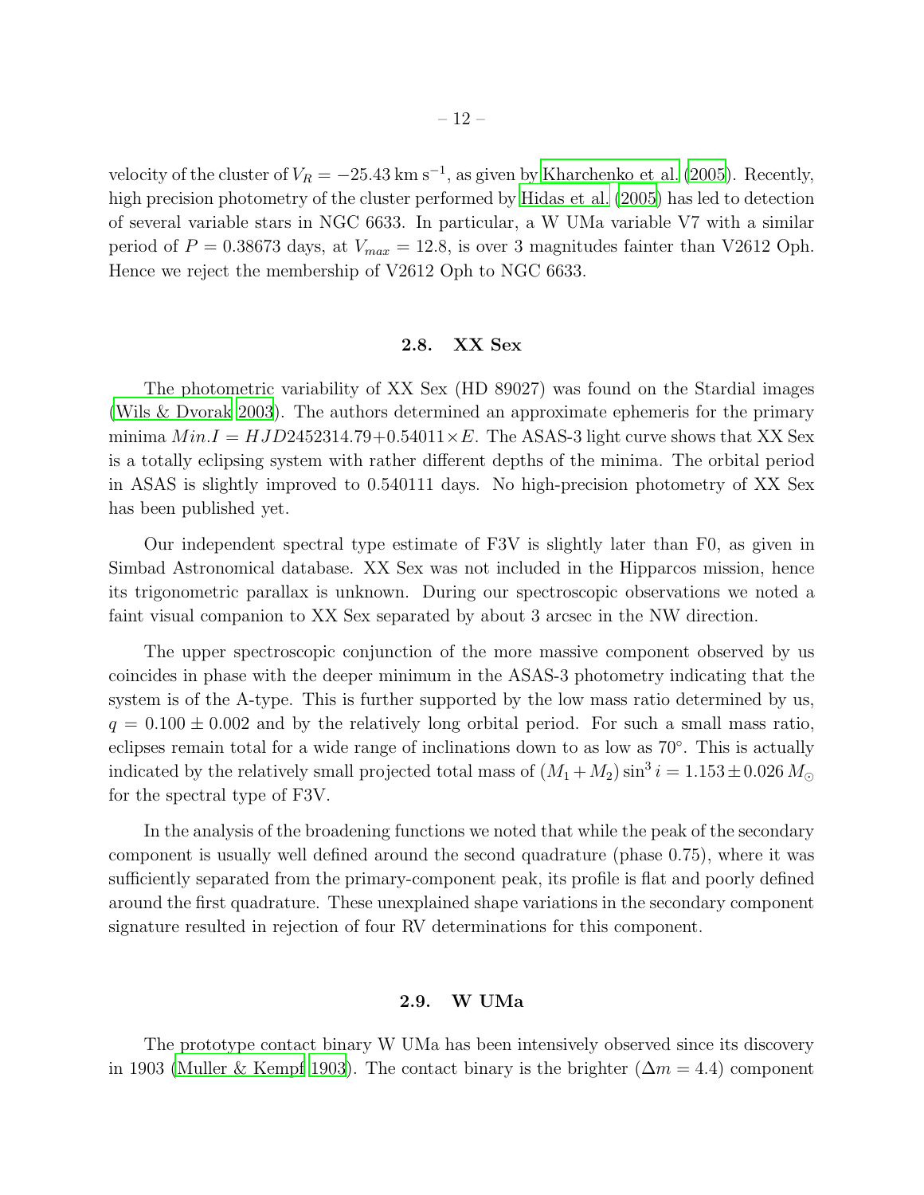velocity of the cluster of $V_R = -25.43\,\mathrm{km\,s^{-1}}$, as given by Kharchenko et al. (2005). Recently, high precision photometry of the cluster performed by Hidas et al. (2005) has led to detection of several variable stars in NGC 6633. In particular, a W UMa variable V7 with a similar period of $P = 0.38673$ days, at $V_{max} = 12.8$, is over 3 magnitudes fainter than V2612 Oph. Hence we reject the membership of V2612 Oph to NGC 6633.

### 2.8. XX Sex

The photometric variability of XX Sex (HD 89027) was found on the Stardial images (Wils & Dvorak 2003). The authors determined an approximate ephemeris for the primary minima $Min.I = HJD2452314.79 + 0.54011 \times E$. The ASAS-3 light curve shows that XX Sex is a totally eclipsing system with rather different depths of the minima. The orbital period in ASAS is slightly improved to 0.540111 days. No high-precision photometry of XX Sex has been published yet.

Our independent spectral type estimate of F3V is slightly later than F0, as given in Simbad Astronomical database. XX Sex was not included in the Hipparcos mission, hence its trigonometric parallax is unknown. During our spectroscopic observations we noted a faint visual companion to XX Sex separated by about 3 arcsec in the NW direction.

The upper spectroscopic conjunction of the more massive component observed by us coincides in phase with the deeper minimum in the ASAS-3 photometry indicating that the system is of the A-type. This is further supported by the low mass ratio determined by us, $q = 0.100 \pm 0.002$ and by the relatively long orbital period. For such a small mass ratio, eclipses remain total for a wide range of inclinations down to as low as 70°. This is actually indicated by the relatively small projected total mass of $(M_1 + M_2) \sin^3 i = 1.153 \pm 0.026\, M_\odot$ for the spectral type of F3V.

In the analysis of the broadening functions we noted that while the peak of the secondary component is usually well defined around the second quadrature (phase 0.75), where it was sufficiently separated from the primary-component peak, its profile is flat and poorly defined around the first quadrature. These unexplained shape variations in the secondary component signature resulted in rejection of four RV determinations for this component.

### 2.9. W UMa

The prototype contact binary W UMa has been intensively observed since its discovery in 1903 (Muller & Kempf 1903). The contact binary is the brighter ($\Delta m = 4.4$) component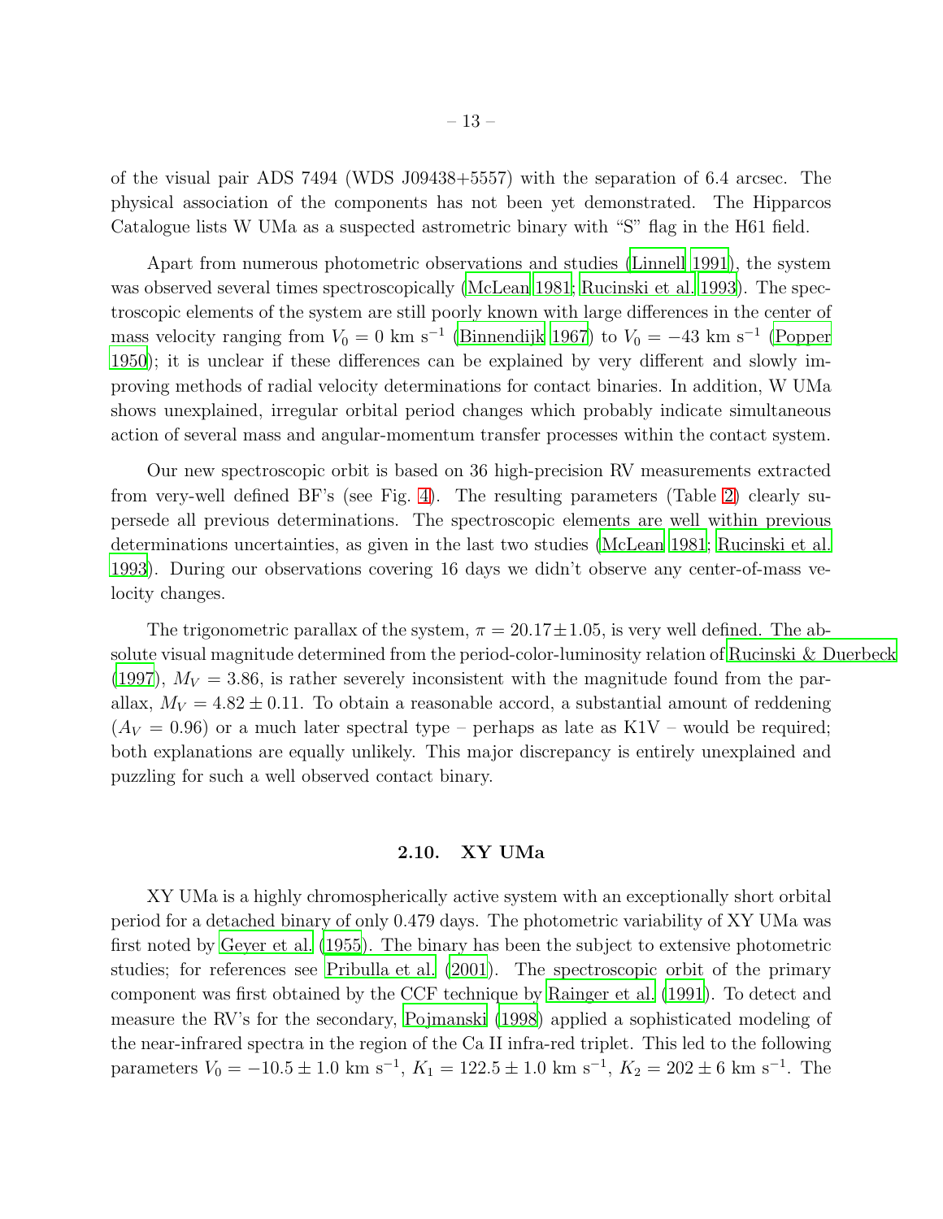of the visual pair ADS 7494 (WDS J09438+5557) with the separation of 6.4 arcsec. The physical association of the components has not been yet demonstrated. The Hipparcos Catalogue lists W UMa as a suspected astrometric binary with "S" flag in the H61 field.

Apart from numerous photometric observations and studies (Linnell 1991), the system was observed several times spectroscopically (McLean 1981; Rucinski et al. 1993). The spectroscopic elements of the system are still poorly known with large differences in the center of mass velocity ranging from $V_0 = 0$ km s$^{-1}$ (Binnendijk 1967) to $V_0 = -43$ km s$^{-1}$ (Popper 1950); it is unclear if these differences can be explained by very different and slowly improving methods of radial velocity determinations for contact binaries. In addition, W UMa shows unexplained, irregular orbital period changes which probably indicate simultaneous action of several mass and angular-momentum transfer processes within the contact system.

Our new spectroscopic orbit is based on 36 high-precision RV measurements extracted from very-well defined BF's (see Fig. 4). The resulting parameters (Table 2) clearly supersede all previous determinations. The spectroscopic elements are well within previous determinations uncertainties, as given in the last two studies (McLean 1981; Rucinski et al. 1993). During our observations covering 16 days we didn't observe any center-of-mass velocity changes.

The trigonometric parallax of the system, $\pi = 20.17 \pm 1.05$, is very well defined. The absolute visual magnitude determined from the period-color-luminosity relation of Rucinski & Duerbeck (1997), $M_V = 3.86$, is rather severely inconsistent with the magnitude found from the parallax, $M_V = 4.82 \pm 0.11$. To obtain a reasonable accord, a substantial amount of reddening ($A_V = 0.96$) or a much later spectral type – perhaps as late as K1V – would be required; both explanations are equally unlikely. This major discrepancy is entirely unexplained and puzzling for such a well observed contact binary.

### 2.10. XY UMa

XY UMa is a highly chromospherically active system with an exceptionally short orbital period for a detached binary of only 0.479 days. The photometric variability of XY UMa was first noted by Geyer et al. (1955). The binary has been the subject to extensive photometric studies; for references see Pribulla et al. (2001). The spectroscopic orbit of the primary component was first obtained by the CCF technique by Rainger et al. (1991). To detect and measure the RV's for the secondary, Pojmanski (1998) applied a sophisticated modeling of the near-infrared spectra in the region of the Ca II infra-red triplet. This led to the following parameters $V_0 = -10.5 \pm 1.0$ km s$^{-1}$, $K_1 = 122.5 \pm 1.0$ km s$^{-1}$, $K_2 = 202 \pm 6$ km s$^{-1}$. The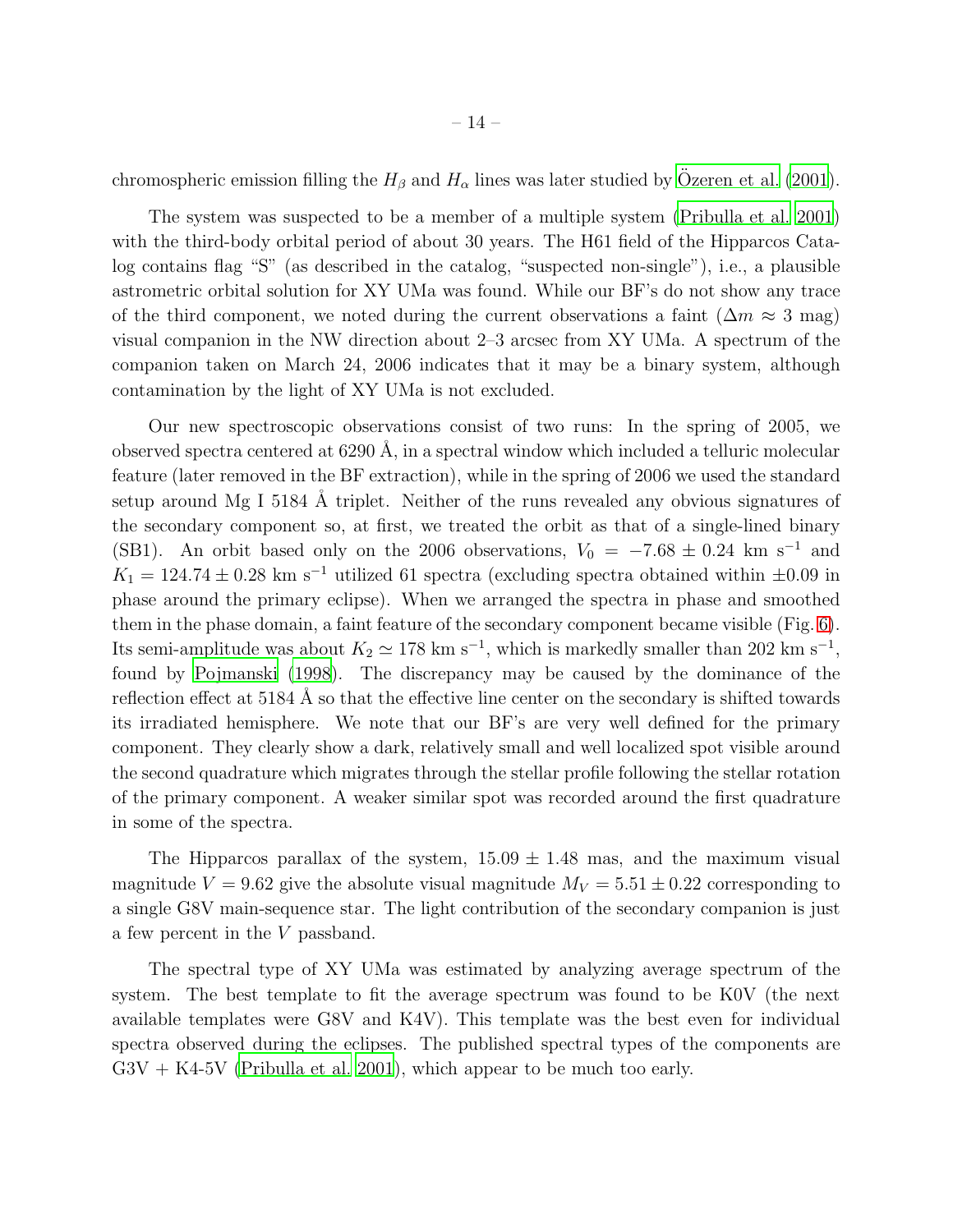chromospheric emission filling the $H_\beta$ and $H_\alpha$ lines was later studied by Özeren et al. (2001).

The system was suspected to be a member of a multiple system (Pribulla et al. 2001) with the third-body orbital period of about 30 years. The H61 field of the Hipparcos Catalog contains flag "S" (as described in the catalog, "suspected non-single"), i.e., a plausible astrometric orbital solution for XY UMa was found. While our BF's do not show any trace of the third component, we noted during the current observations a faint ($\Delta m \approx 3$ mag) visual companion in the NW direction about 2–3 arcsec from XY UMa. A spectrum of the companion taken on March 24, 2006 indicates that it may be a binary system, although contamination by the light of XY UMa is not excluded.

Our new spectroscopic observations consist of two runs: In the spring of 2005, we observed spectra centered at 6290 Å, in a spectral window which included a telluric molecular feature (later removed in the BF extraction), while in the spring of 2006 we used the standard setup around Mg I 5184 Å triplet. Neither of the runs revealed any obvious signatures of the secondary component so, at first, we treated the orbit as that of a single-lined binary (SB1). An orbit based only on the 2006 observations, $V_0 = -7.68 \pm 0.24$ km s$^{-1}$ and $K_1 = 124.74 \pm 0.28$ km s$^{-1}$ utilized 61 spectra (excluding spectra obtained within $\pm 0.09$ in phase around the primary eclipse). When we arranged the spectra in phase and smoothed them in the phase domain, a faint feature of the secondary component became visible (Fig. 6). Its semi-amplitude was about $K_2 \simeq 178$ km s$^{-1}$, which is markedly smaller than 202 km s$^{-1}$, found by Pojmanski (1998). The discrepancy may be caused by the dominance of the reflection effect at 5184 Å so that the effective line center on the secondary is shifted towards its irradiated hemisphere. We note that our BF's are very well defined for the primary component. They clearly show a dark, relatively small and well localized spot visible around the second quadrature which migrates through the stellar profile following the stellar rotation of the primary component. A weaker similar spot was recorded around the first quadrature in some of the spectra.

The Hipparcos parallax of the system, $15.09 \pm 1.48$ mas, and the maximum visual magnitude $V = 9.62$ give the absolute visual magnitude $M_V = 5.51 \pm 0.22$ corresponding to a single G8V main-sequence star. The light contribution of the secondary companion is just a few percent in the $V$ passband.

The spectral type of XY UMa was estimated by analyzing average spectrum of the system. The best template to fit the average spectrum was found to be K0V (the next available templates were G8V and K4V). This template was the best even for individual spectra observed during the eclipses. The published spectral types of the components are G3V + K4-5V (Pribulla et al. 2001), which appear to be much too early.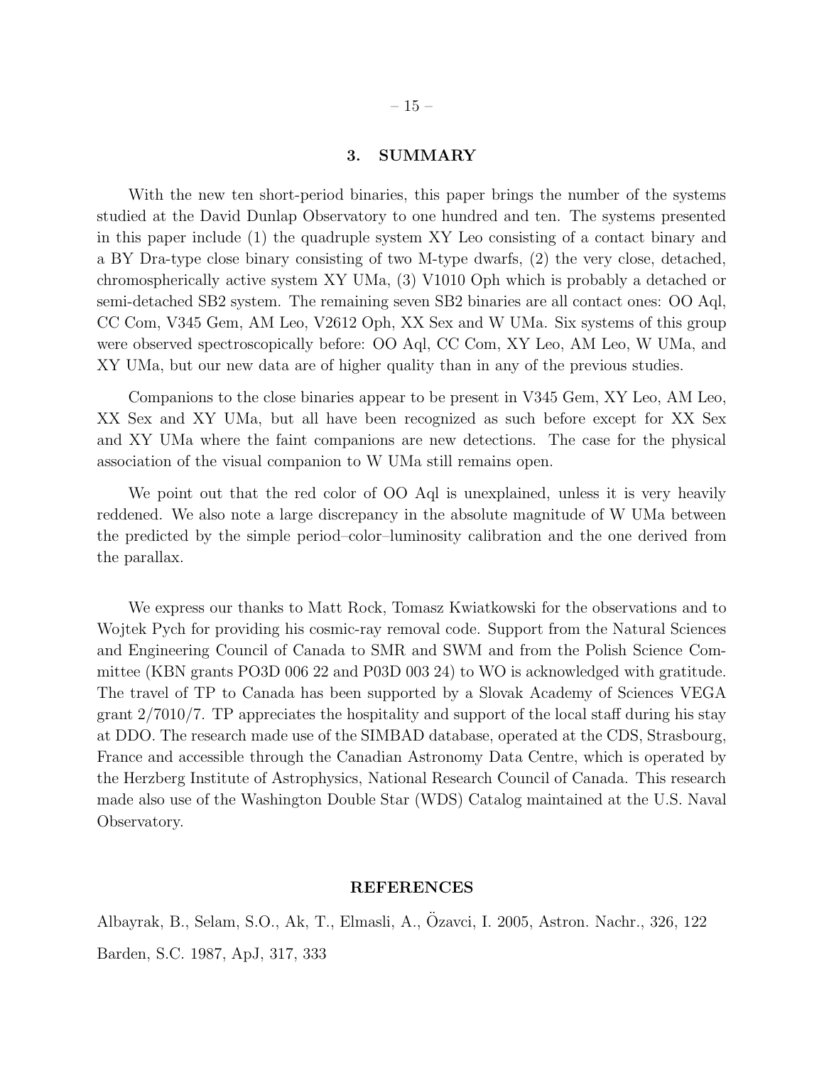## 3. SUMMARY

With the new ten short-period binaries, this paper brings the number of the systems studied at the David Dunlap Observatory to one hundred and ten. The systems presented in this paper include (1) the quadruple system XY Leo consisting of a contact binary and a BY Dra-type close binary consisting of two M-type dwarfs, (2) the very close, detached, chromospherically active system XY UMa, (3) V1010 Oph which is probably a detached or semi-detached SB2 system. The remaining seven SB2 binaries are all contact ones: OO Aql, CC Com, V345 Gem, AM Leo, V2612 Oph, XX Sex and W UMa. Six systems of this group were observed spectroscopically before: OO Aql, CC Com, XY Leo, AM Leo, W UMa, and XY UMa, but our new data are of higher quality than in any of the previous studies.

Companions to the close binaries appear to be present in V345 Gem, XY Leo, AM Leo, XX Sex and XY UMa, but all have been recognized as such before except for XX Sex and XY UMa where the faint companions are new detections. The case for the physical association of the visual companion to W UMa still remains open.

We point out that the red color of OO Aql is unexplained, unless it is very heavily reddened. We also note a large discrepancy in the absolute magnitude of W UMa between the predicted by the simple period–color–luminosity calibration and the one derived from the parallax.

We express our thanks to Matt Rock, Tomasz Kwiatkowski for the observations and to Wojtek Pych for providing his cosmic-ray removal code. Support from the Natural Sciences and Engineering Council of Canada to SMR and SWM and from the Polish Science Committee (KBN grants PO3D 006 22 and P03D 003 24) to WO is acknowledged with gratitude. The travel of TP to Canada has been supported by a Slovak Academy of Sciences VEGA grant 2/7010/7. TP appreciates the hospitality and support of the local staff during his stay at DDO. The research made use of the SIMBAD database, operated at the CDS, Strasbourg, France and accessible through the Canadian Astronomy Data Centre, which is operated by the Herzberg Institute of Astrophysics, National Research Council of Canada. This research made also use of the Washington Double Star (WDS) Catalog maintained at the U.S. Naval Observatory.

## REFERENCES

Albayrak, B., Selam, S.O., Ak, T., Elmasli, A., Özavci, I. 2005, Astron. Nachr., 326, 122

Barden, S.C. 1987, ApJ, 317, 333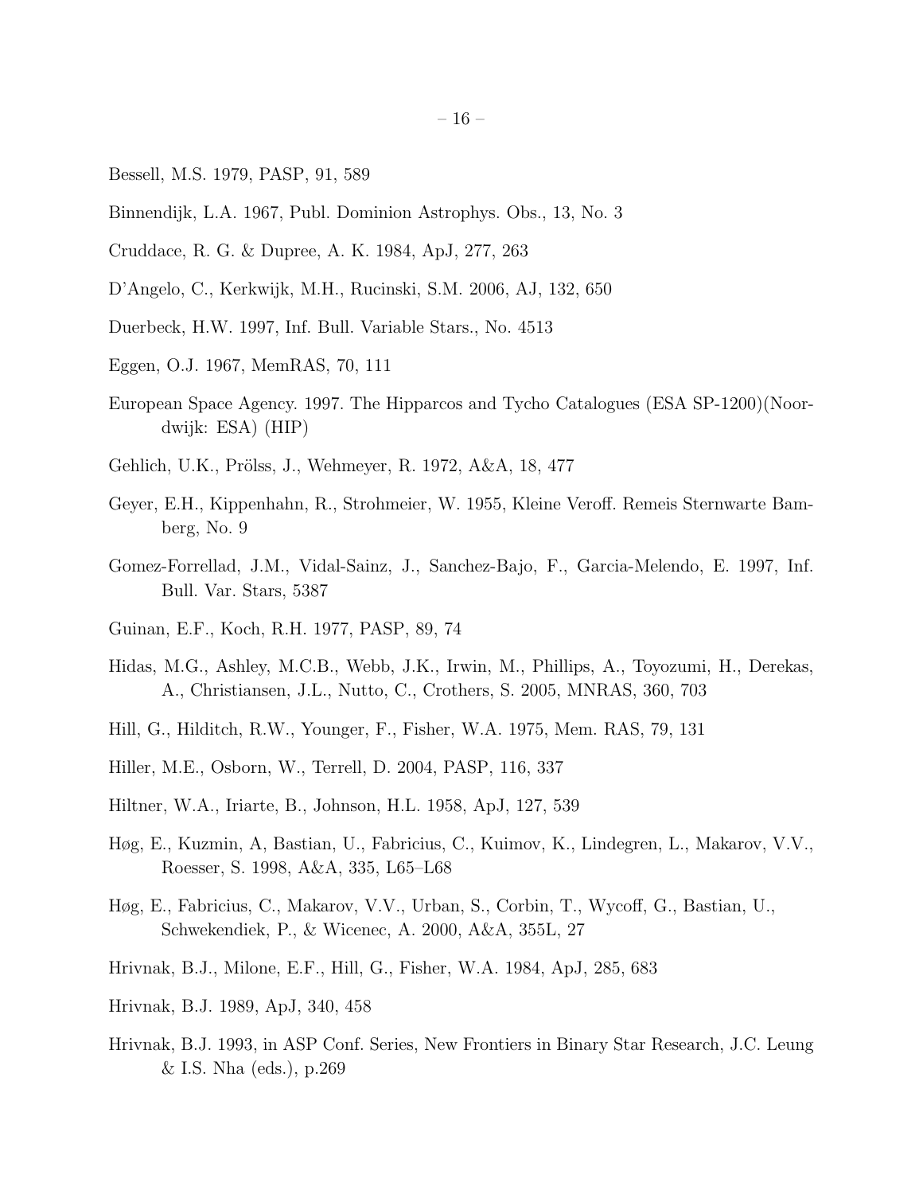Bessell, M.S. 1979, PASP, 91, 589

Binnendijk, L.A. 1967, Publ. Dominion Astrophys. Obs., 13, No. 3

Cruddace, R. G. & Dupree, A. K. 1984, ApJ, 277, 263

D'Angelo, C., Kerkwijk, M.H., Rucinski, S.M. 2006, AJ, 132, 650

Duerbeck, H.W. 1997, Inf. Bull. Variable Stars., No. 4513

Eggen, O.J. 1967, MemRAS, 70, 111

European Space Agency. 1997. The Hipparcos and Tycho Catalogues (ESA SP-1200)(Noordwijk: ESA) (HIP)

Gehlich, U.K., Prölss, J., Wehmeyer, R. 1972, A&A, 18, 477

Geyer, E.H., Kippenhahn, R., Strohmeier, W. 1955, Kleine Veroff. Remeis Sternwarte Bamberg, No. 9

Gomez-Forrellad, J.M., Vidal-Sainz, J., Sanchez-Bajo, F., Garcia-Melendo, E. 1997, Inf. Bull. Var. Stars, 5387

Guinan, E.F., Koch, R.H. 1977, PASP, 89, 74

Hidas, M.G., Ashley, M.C.B., Webb, J.K., Irwin, M., Phillips, A., Toyozumi, H., Derekas, A., Christiansen, J.L., Nutto, C., Crothers, S. 2005, MNRAS, 360, 703

Hill, G., Hilditch, R.W., Younger, F., Fisher, W.A. 1975, Mem. RAS, 79, 131

Hiller, M.E., Osborn, W., Terrell, D. 2004, PASP, 116, 337

Hiltner, W.A., Iriarte, B., Johnson, H.L. 1958, ApJ, 127, 539

Høg, E., Kuzmin, A, Bastian, U., Fabricius, C., Kuimov, K., Lindegren, L., Makarov, V.V., Roesser, S. 1998, A&A, 335, L65–L68

Høg, E., Fabricius, C., Makarov, V.V., Urban, S., Corbin, T., Wycoff, G., Bastian, U., Schwekendiek, P., & Wicenec, A. 2000, A&A, 355L, 27

Hrivnak, B.J., Milone, E.F., Hill, G., Fisher, W.A. 1984, ApJ, 285, 683

Hrivnak, B.J. 1989, ApJ, 340, 458

Hrivnak, B.J. 1993, in ASP Conf. Series, New Frontiers in Binary Star Research, J.C. Leung & I.S. Nha (eds.), p.269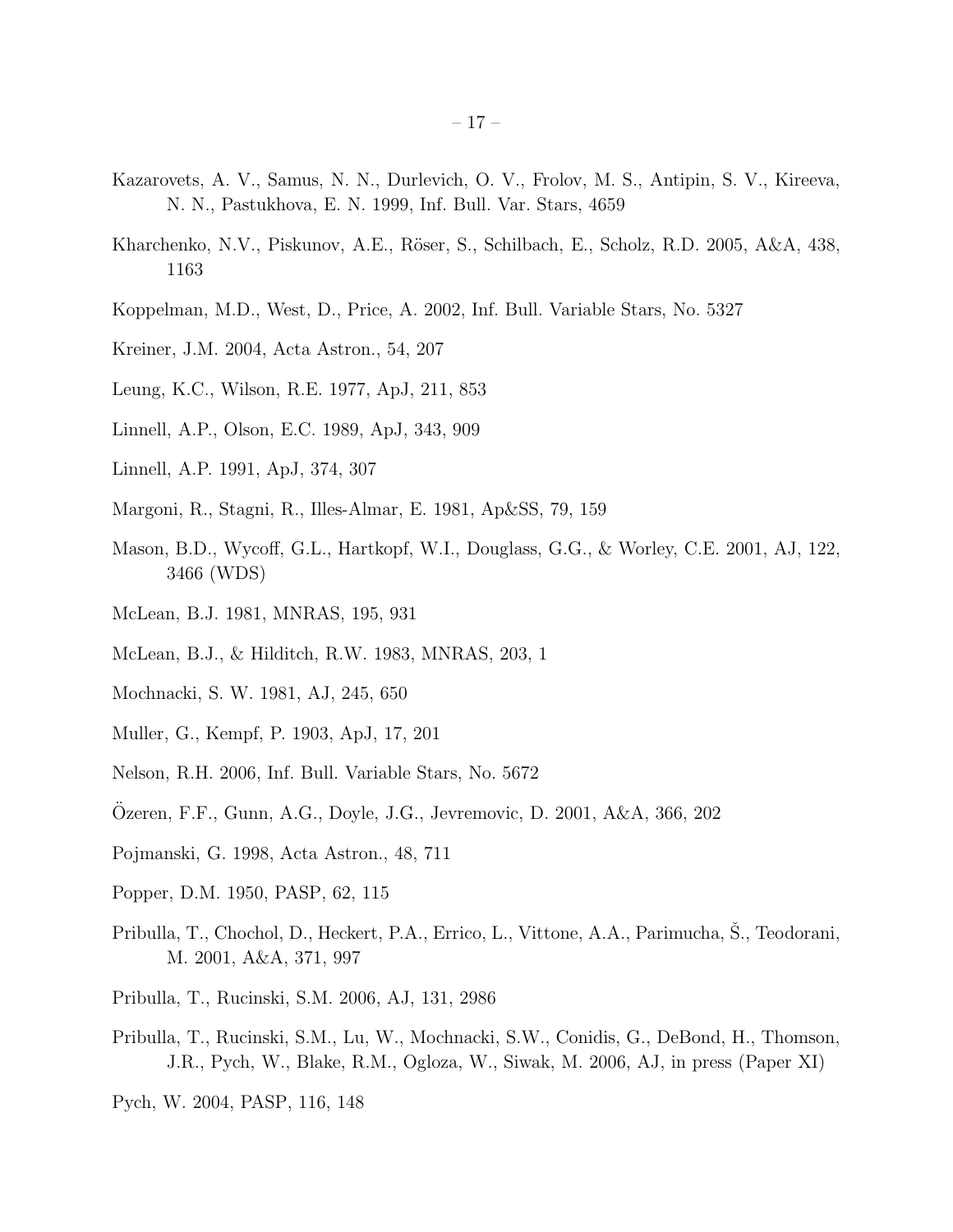Kazarovets, A. V., Samus, N. N., Durlevich, O. V., Frolov, M. S., Antipin, S. V., Kireeva, N. N., Pastukhova, E. N. 1999, Inf. Bull. Var. Stars, 4659

Kharchenko, N.V., Piskunov, A.E., Röser, S., Schilbach, E., Scholz, R.D. 2005, A&A, 438, 1163

Koppelman, M.D., West, D., Price, A. 2002, Inf. Bull. Variable Stars, No. 5327

Kreiner, J.M. 2004, Acta Astron., 54, 207

Leung, K.C., Wilson, R.E. 1977, ApJ, 211, 853

Linnell, A.P., Olson, E.C. 1989, ApJ, 343, 909

Linnell, A.P. 1991, ApJ, 374, 307

Margoni, R., Stagni, R., Illes-Almar, E. 1981, Ap&SS, 79, 159

Mason, B.D., Wycoff, G.L., Hartkopf, W.I., Douglass, G.G., & Worley, C.E. 2001, AJ, 122, 3466 (WDS)

McLean, B.J. 1981, MNRAS, 195, 931

McLean, B.J., & Hilditch, R.W. 1983, MNRAS, 203, 1

Mochnacki, S. W. 1981, AJ, 245, 650

Muller, G., Kempf, P. 1903, ApJ, 17, 201

Nelson, R.H. 2006, Inf. Bull. Variable Stars, No. 5672

Özeren, F.F., Gunn, A.G., Doyle, J.G., Jevremovic, D. 2001, A&A, 366, 202

Pojmanski, G. 1998, Acta Astron., 48, 711

Popper, D.M. 1950, PASP, 62, 115

Pribulla, T., Chochol, D., Heckert, P.A., Errico, L., Vittone, A.A., Parimucha, Š., Teodorani, M. 2001, A&A, 371, 997

Pribulla, T., Rucinski, S.M. 2006, AJ, 131, 2986

Pribulla, T., Rucinski, S.M., Lu, W., Mochnacki, S.W., Conidis, G., DeBond, H., Thomson, J.R., Pych, W., Blake, R.M., Ogloza, W., Siwak, M. 2006, AJ, in press (Paper XI)

Pych, W. 2004, PASP, 116, 148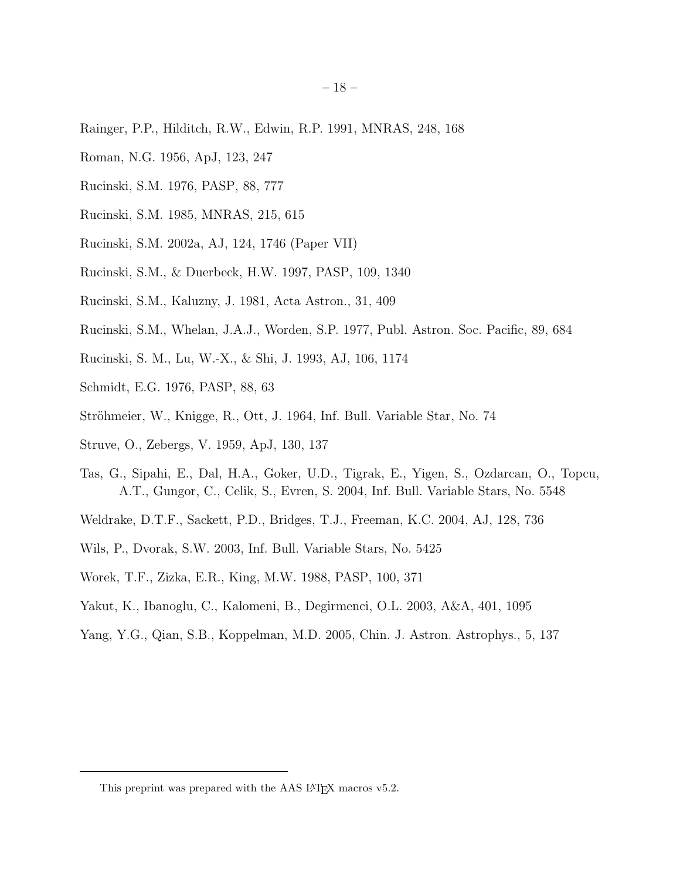Rainger, P.P., Hilditch, R.W., Edwin, R.P. 1991, MNRAS, 248, 168

Roman, N.G. 1956, ApJ, 123, 247

Rucinski, S.M. 1976, PASP, 88, 777

Rucinski, S.M. 1985, MNRAS, 215, 615

Rucinski, S.M. 2002a, AJ, 124, 1746 (Paper VII)

Rucinski, S.M., & Duerbeck, H.W. 1997, PASP, 109, 1340

Rucinski, S.M., Kaluzny, J. 1981, Acta Astron., 31, 409

Rucinski, S.M., Whelan, J.A.J., Worden, S.P. 1977, Publ. Astron. Soc. Pacific, 89, 684

Rucinski, S. M., Lu, W.-X., & Shi, J. 1993, AJ, 106, 1174

Schmidt, E.G. 1976, PASP, 88, 63

Ströhmeier, W., Knigge, R., Ott, J. 1964, Inf. Bull. Variable Star, No. 74

Struve, O., Zebergs, V. 1959, ApJ, 130, 137

Tas, G., Sipahi, E., Dal, H.A., Goker, U.D., Tigrak, E., Yigen, S., Ozdarcan, O., Topcu, A.T., Gungor, C., Celik, S., Evren, S. 2004, Inf. Bull. Variable Stars, No. 5548

Weldrake, D.T.F., Sackett, P.D., Bridges, T.J., Freeman, K.C. 2004, AJ, 128, 736

Wils, P., Dvorak, S.W. 2003, Inf. Bull. Variable Stars, No. 5425

Worek, T.F., Zizka, E.R., King, M.W. 1988, PASP, 100, 371

Yakut, K., Ibanoglu, C., Kalomeni, B., Degirmenci, O.L. 2003, A&A, 401, 1095

Yang, Y.G., Qian, S.B., Koppelman, M.D. 2005, Chin. J. Astron. Astrophys., 5, 137

This preprint was prepared with the AAS LaTeX macros v5.2.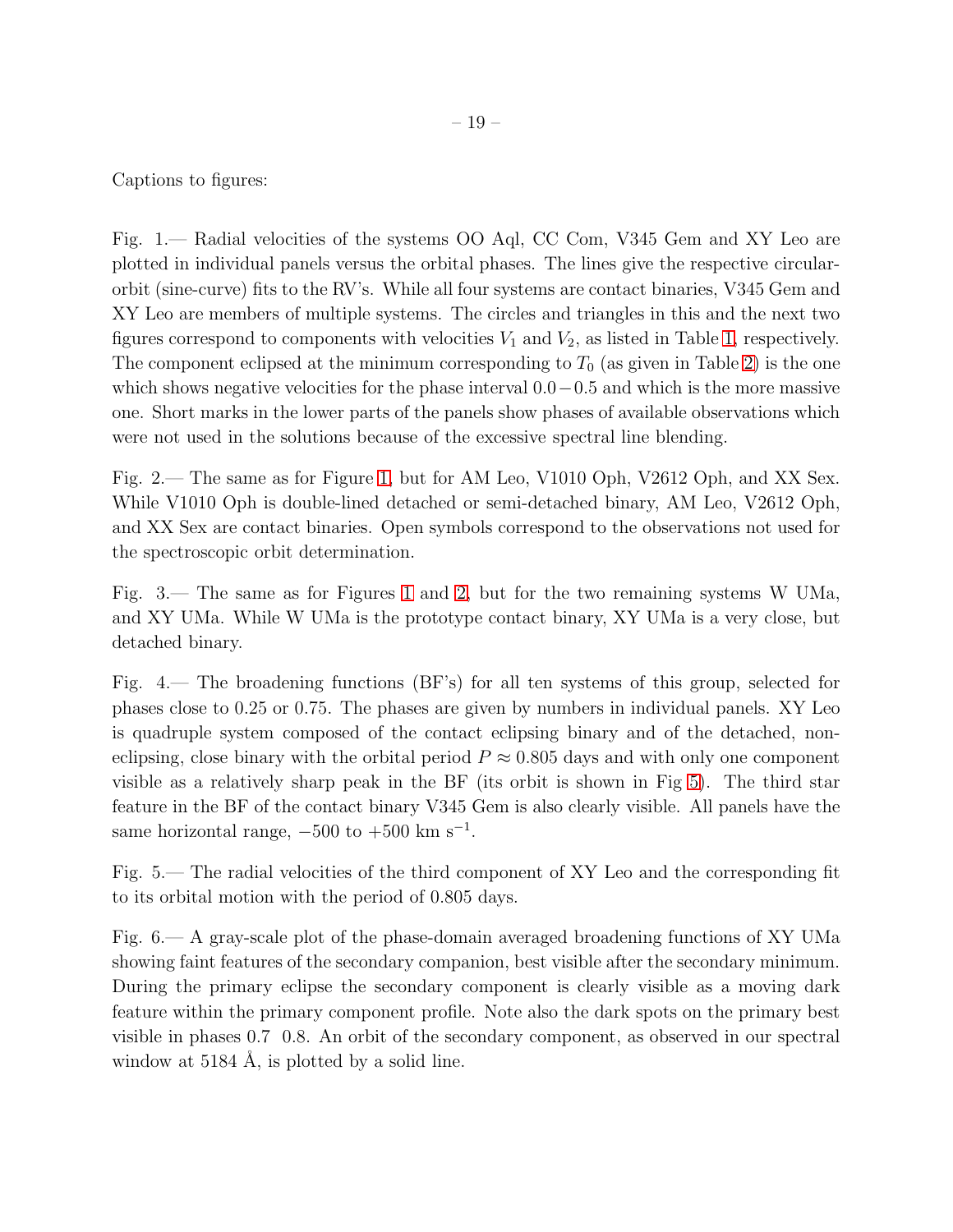Captions to figures:

Fig. 1.— Radial velocities of the systems OO Aql, CC Com, V345 Gem and XY Leo are plotted in individual panels versus the orbital phases. The lines give the respective circular-orbit (sine-curve) fits to the RV's. While all four systems are contact binaries, V345 Gem and XY Leo are members of multiple systems. The circles and triangles in this and the next two figures correspond to components with velocities $V_1$ and $V_2$, as listed in Table 1, respectively. The component eclipsed at the minimum corresponding to $T_0$ (as given in Table 2) is the one which shows negative velocities for the phase interval $0.0 - 0.5$ and which is the more massive one. Short marks in the lower parts of the panels show phases of available observations which were not used in the solutions because of the excessive spectral line blending.

Fig. 2.— The same as for Figure 1, but for AM Leo, V1010 Oph, V2612 Oph, and XX Sex. While V1010 Oph is double-lined detached or semi-detached binary, AM Leo, V2612 Oph, and XX Sex are contact binaries. Open symbols correspond to the observations not used for the spectroscopic orbit determination.

Fig. 3.— The same as for Figures 1 and 2, but for the two remaining systems W UMa, and XY UMa. While W UMa is the prototype contact binary, XY UMa is a very close, but detached binary.

Fig. 4.— The broadening functions (BF's) for all ten systems of this group, selected for phases close to 0.25 or 0.75. The phases are given by numbers in individual panels. XY Leo is quadruple system composed of the contact eclipsing binary and of the detached, non-eclipsing, close binary with the orbital period $P \approx 0.805$ days and with only one component visible as a relatively sharp peak in the BF (its orbit is shown in Fig 5). The third star feature in the BF of the contact binary V345 Gem is also clearly visible. All panels have the same horizontal range, $-500$ to $+500$ km s$^{-1}$.

Fig. 5.— The radial velocities of the third component of XY Leo and the corresponding fit to its orbital motion with the period of 0.805 days.

Fig. 6.— A gray-scale plot of the phase-domain averaged broadening functions of XY UMa showing faint features of the secondary companion, best visible after the secondary minimum. During the primary eclipse the secondary component is clearly visible as a moving dark feature within the primary component profile. Note also the dark spots on the primary best visible in phases 0.7 0.8. An orbit of the secondary component, as observed in our spectral window at 5184 Å, is plotted by a solid line.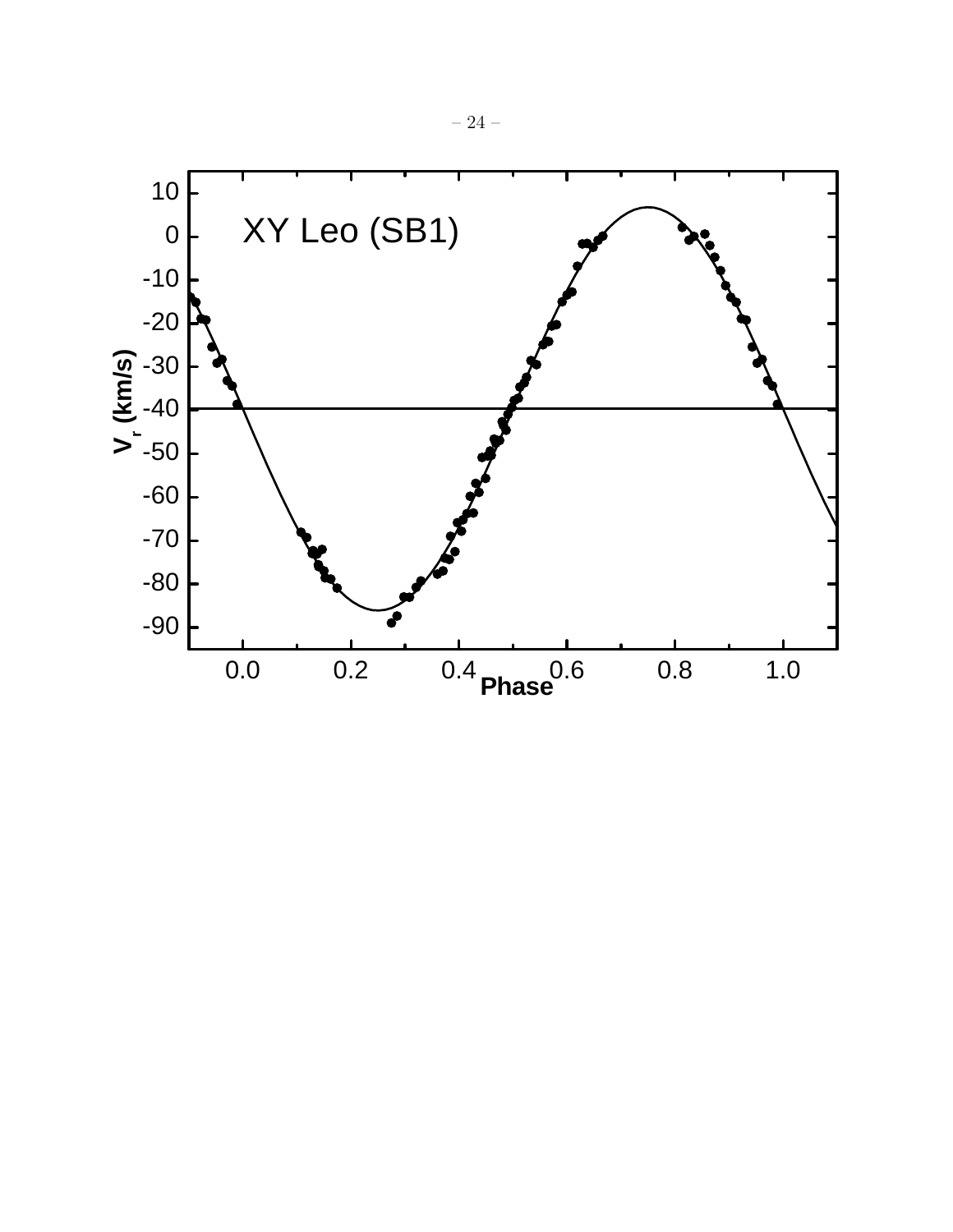XY Leo (SB1)

$V_r$ (km/s)

Phase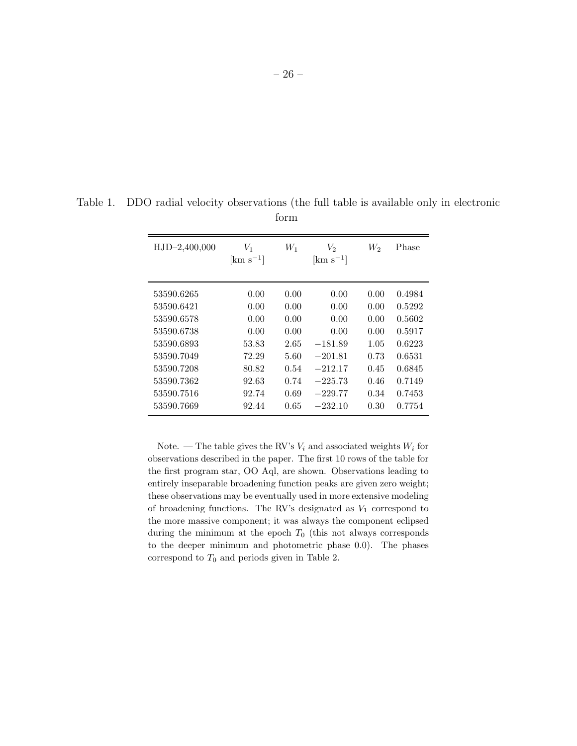Table 1. DDO radial velocity observations (the full table is available only in electronic form

| HJD–2,400,000 | $V_1$ [km s$^{-1}$] | $W_1$ | $V_2$ [km s$^{-1}$] | $W_2$ | Phase |
|---|---|---|---|---|---|
| 53590.6265 | 0.00 | 0.00 | 0.00 | 0.00 | 0.4984 |
| 53590.6421 | 0.00 | 0.00 | 0.00 | 0.00 | 0.5292 |
| 53590.6578 | 0.00 | 0.00 | 0.00 | 0.00 | 0.5602 |
| 53590.6738 | 0.00 | 0.00 | 0.00 | 0.00 | 0.5917 |
| 53590.6893 | 53.83 | 2.65 | −181.89 | 1.05 | 0.6223 |
| 53590.7049 | 72.29 | 5.60 | −201.81 | 0.73 | 0.6531 |
| 53590.7208 | 80.82 | 0.54 | −212.17 | 0.45 | 0.6845 |
| 53590.7362 | 92.63 | 0.74 | −225.73 | 0.46 | 0.7149 |
| 53590.7516 | 92.74 | 0.69 | −229.77 | 0.34 | 0.7453 |
| 53590.7669 | 92.44 | 0.65 | −232.10 | 0.30 | 0.7754 |

Note. — The table gives the RV's $V_i$ and associated weights $W_i$ for observations described in the paper. The first 10 rows of the table for the first program star, OO Aql, are shown. Observations leading to entirely inseparable broadening function peaks are given zero weight; these observations may be eventually used in more extensive modeling of broadening functions. The RV's designated as $V_1$ correspond to the more massive component; it was always the component eclipsed during the minimum at the epoch $T_0$ (this not always corresponds to the deeper minimum and photometric phase 0.0). The phases correspond to $T_0$ and periods given in Table 2.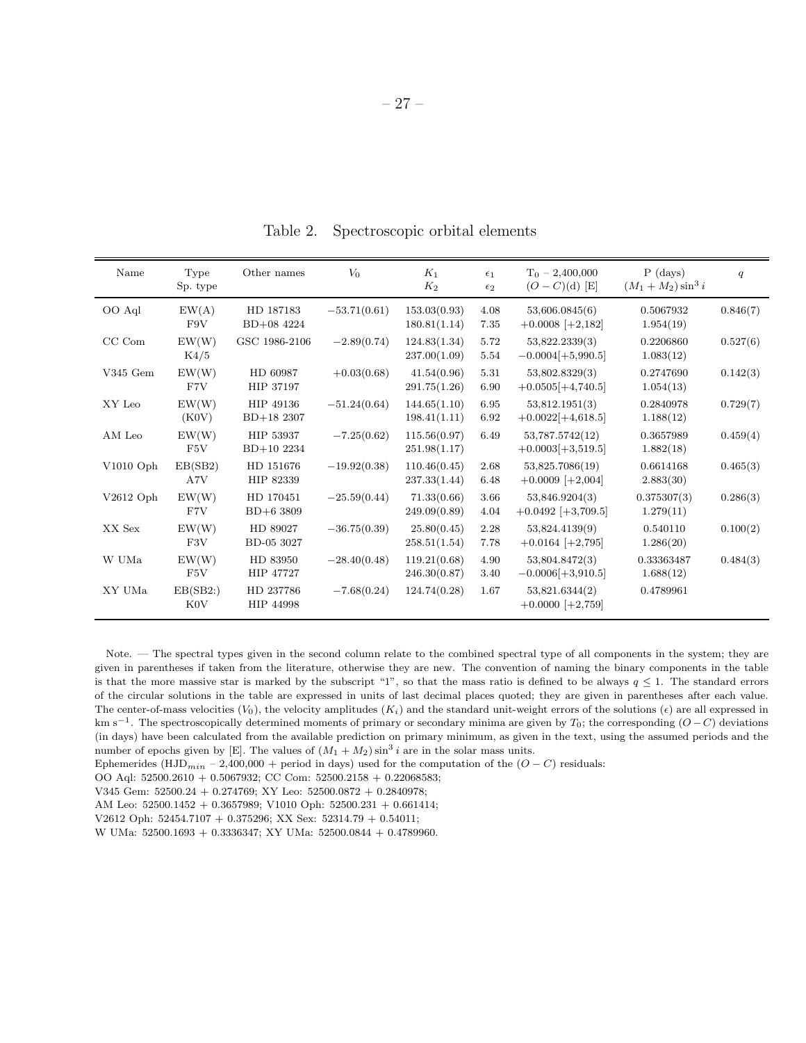Table 2. Spectroscopic orbital elements

| Name | Type<br>Sp. type | Other names | $V_0$ | $K_1$<br>$K_2$ | $\epsilon_1$<br>$\epsilon_2$ | $T_0$ − 2,400,000<br>$(O-C)$(d) [E] | P (days)<br>$(M_1+M_2)\sin^3 i$ | $q$ |
|---|---|---|---|---|---|---|---|---|
| OO Aql | EW(A)<br>F9V | HD 187183<br>BD+08 4224 | −53.71(0.61) | 153.03(0.93)<br>180.81(1.14) | 4.08<br>7.35 | 53,606.0845(6)<br>+0.0008 [+2,182] | 0.5067932<br>1.954(19) | 0.846(7) |
| CC Com | EW(W)<br>K4/5 | GSC 1986-2106 | −2.89(0.74) | 124.83(1.34)<br>237.00(1.09) | 5.72<br>5.54 | 53,822.2339(3)<br>−0.0004[+5,990.5] | 0.2206860<br>1.083(12) | 0.527(6) |
| V345 Gem | EW(W)<br>F7V | HD 60987<br>HIP 37197 | +0.03(0.68) | 41.54(0.96)<br>291.75(1.26) | 5.31<br>6.90 | 53,802.8329(3)<br>+0.0505[+4,740.5] | 0.2747690<br>1.054(13) | 0.142(3) |
| XY Leo | EW(W)<br>(K0V) | HIP 49136<br>BD+18 2307 | −51.24(0.64) | 144.65(1.10)<br>198.41(1.11) | 6.95<br>6.92 | 53,812.1951(3)<br>+0.0022[+4,618.5] | 0.2840978<br>1.188(12) | 0.729(7) |
| AM Leo | EW(W)<br>F5V | HIP 53937<br>BD+10 2234 | −7.25(0.62) | 115.56(0.97)<br>251.98(1.17) | 6.49 | 53,787.5742(12)<br>+0.0003[+3,519.5] | 0.3657989<br>1.882(18) | 0.459(4) |
| V1010 Oph | EB(SB2)<br>A7V | HD 151676<br>HIP 82339 | −19.92(0.38) | 110.46(0.45)<br>237.33(1.44) | 2.68<br>6.48 | 53,825.7086(19)<br>+0.0009 [+2,004] | 0.6614168<br>2.883(30) | 0.465(3) |
| V2612 Oph | EW(W)<br>F7V | HD 170451<br>BD+6 3809 | −25.59(0.44) | 71.33(0.66)<br>249.09(0.89) | 3.66<br>4.04 | 53,846.9204(3)<br>+0.0492 [+3,709.5] | 0.375307(3)<br>1.279(11) | 0.286(3) |
| XX Sex | EW(W)<br>F3V | HD 89027<br>BD-05 3027 | −36.75(0.39) | 25.80(0.45)<br>258.51(1.54) | 2.28<br>7.78 | 53,824.4139(9)<br>+0.0164 [+2,795] | 0.540110<br>1.286(20) | 0.100(2) |
| W UMa | EW(W)<br>F5V | HD 83950<br>HIP 47727 | −28.40(0.48) | 119.21(0.68)<br>246.30(0.87) | 4.90<br>3.40 | 53,804.8472(3)<br>−0.0006[+3,910.5] | 0.33363487<br>1.688(12) | 0.484(3) |
| XY UMa | EB(SB2:)<br>K0V | HD 237786<br>HIP 44998 | −7.68(0.24) | 124.74(0.28) | 1.67 | 53,821.6344(2)<br>+0.0000 [+2,759] | 0.4789961 | |

Note. — The spectral types given in the second column relate to the combined spectral type of all components in the system; they are given in parentheses if taken from the literature, otherwise they are new. The convention of naming the binary components in the table is that the more massive star is marked by the subscript "1", so that the mass ratio is defined to be always $q \leq 1$. The standard errors of the circular solutions in the table are expressed in units of last decimal places quoted; they are given in parentheses after each value. The center-of-mass velocities ($V_0$), the velocity amplitudes ($K_i$) and the standard unit-weight errors of the solutions ($\epsilon$) are all expressed in km s$^{-1}$. The spectroscopically determined moments of primary or secondary minima are given by $T_0$; the corresponding $(O-C)$ deviations (in days) have been calculated from the available prediction on primary minimum, as given in the text, using the assumed periods and the number of epochs given by [E]. The values of $(M_1+M_2)\sin^3 i$ are in the solar mass units.

Ephemerides (HJD$_{min}$ − 2,400,000 + period in days) used for the computation of the $(O-C)$ residuals:
OO Aql: 52500.2610 + 0.5067932; CC Com: 52500.2158 + 0.22068583;
V345 Gem: 52500.24 + 0.274769; XY Leo: 52500.0872 + 0.2840978;
AM Leo: 52500.1452 + 0.3657989; V1010 Oph: 52500.231 + 0.661414;
V2612 Oph: 52454.7107 + 0.375296; XX Sex: 52314.79 + 0.54011;
W UMa: 52500.1693 + 0.3336347; XY UMa: 52500.0844 + 0.4789960.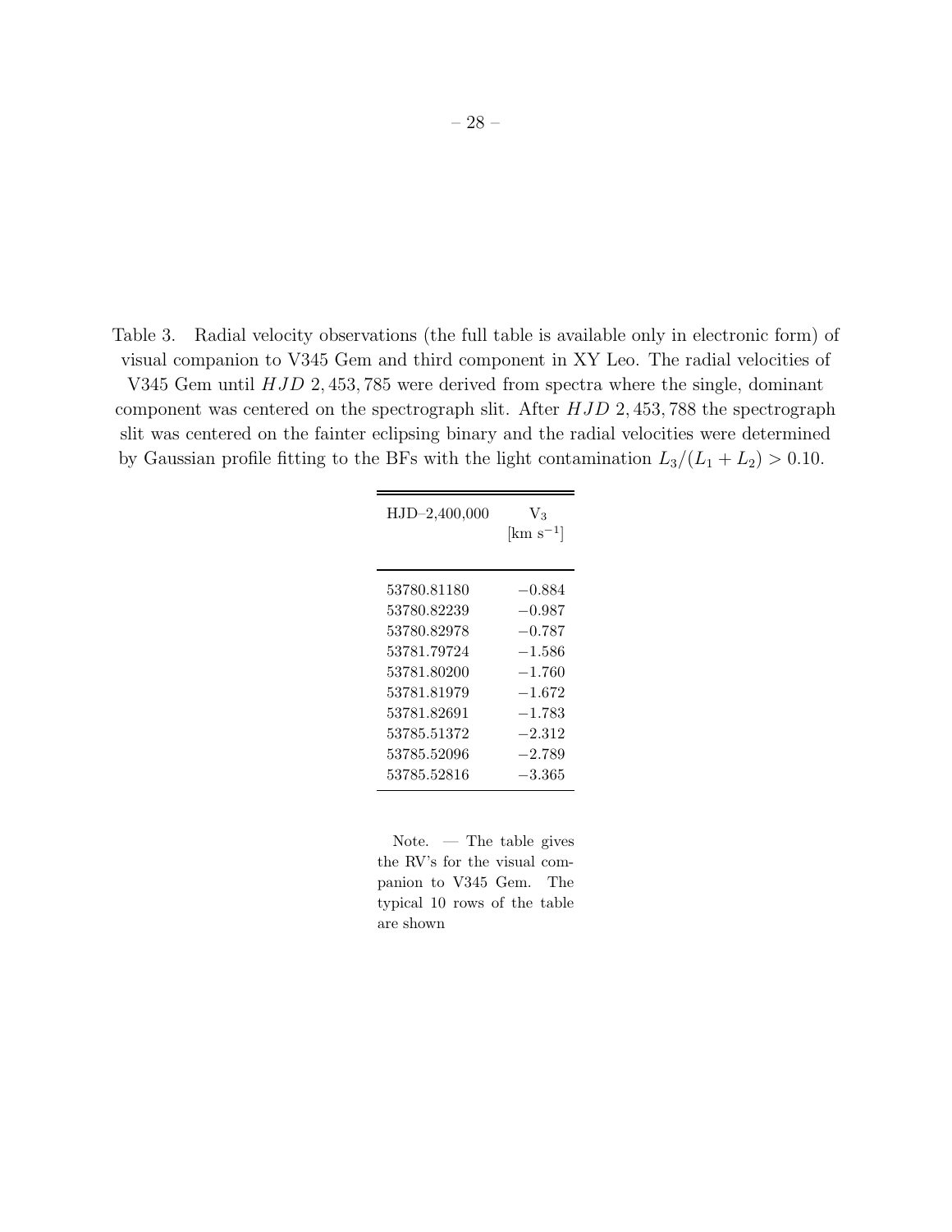Table 3. Radial velocity observations (the full table is available only in electronic form) of visual companion to V345 Gem and third component in XY Leo. The radial velocities of V345 Gem until $HJD\ 2,453,785$ were derived from spectra where the single, dominant component was centered on the spectrograph slit. After $HJD\ 2,453,788$ the spectrograph slit was centered on the fainter eclipsing binary and the radial velocities were determined by Gaussian profile fitting to the BFs with the light contamination $L_3/(L_1 + L_2) > 0.10$.

| HJD–2,400,000 | $V_3$ [km s$^{-1}$] |
|---|---|
| 53780.81180 | −0.884 |
| 53780.82239 | −0.987 |
| 53780.82978 | −0.787 |
| 53781.79724 | −1.586 |
| 53781.80200 | −1.760 |
| 53781.81979 | −1.672 |
| 53781.82691 | −1.783 |
| 53785.51372 | −2.312 |
| 53785.52096 | −2.789 |
| 53785.52816 | −3.365 |

Note. — The table gives the RV's for the visual companion to V345 Gem. The typical 10 rows of the table are shown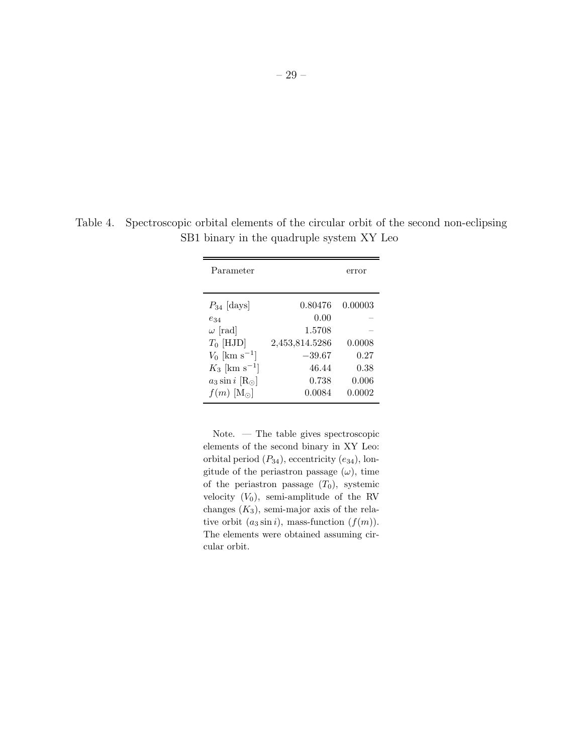Table 4. Spectroscopic orbital elements of the circular orbit of the second non-eclipsing SB1 binary in the quadruple system XY Leo

| Parameter | | error |
|---|---|---|
| $P_{34}$ [days] | 0.80476 | 0.00003 |
| $e_{34}$ | 0.00 | – |
| $\omega$ [rad] | 1.5708 | – |
| $T_0$ [HJD] | 2,453,814.5286 | 0.0008 |
| $V_0$ [km s$^{-1}$] | $-39.67$ | 0.27 |
| $K_3$ [km s$^{-1}$] | 46.44 | 0.38 |
| $a_3 \sin i$ [R$_\odot$] | 0.738 | 0.006 |
| $f(m)$ [M$_\odot$] | 0.0084 | 0.0002 |

Note. — The table gives spectroscopic elements of the second binary in XY Leo: orbital period ($P_{34}$), eccentricity ($e_{34}$), longitude of the periastron passage ($\omega$), time of the periastron passage ($T_0$), systemic velocity ($V_0$), semi-amplitude of the RV changes ($K_3$), semi-major axis of the relative orbit ($a_3 \sin i$), mass-function ($f(m)$). The elements were obtained assuming circular orbit.